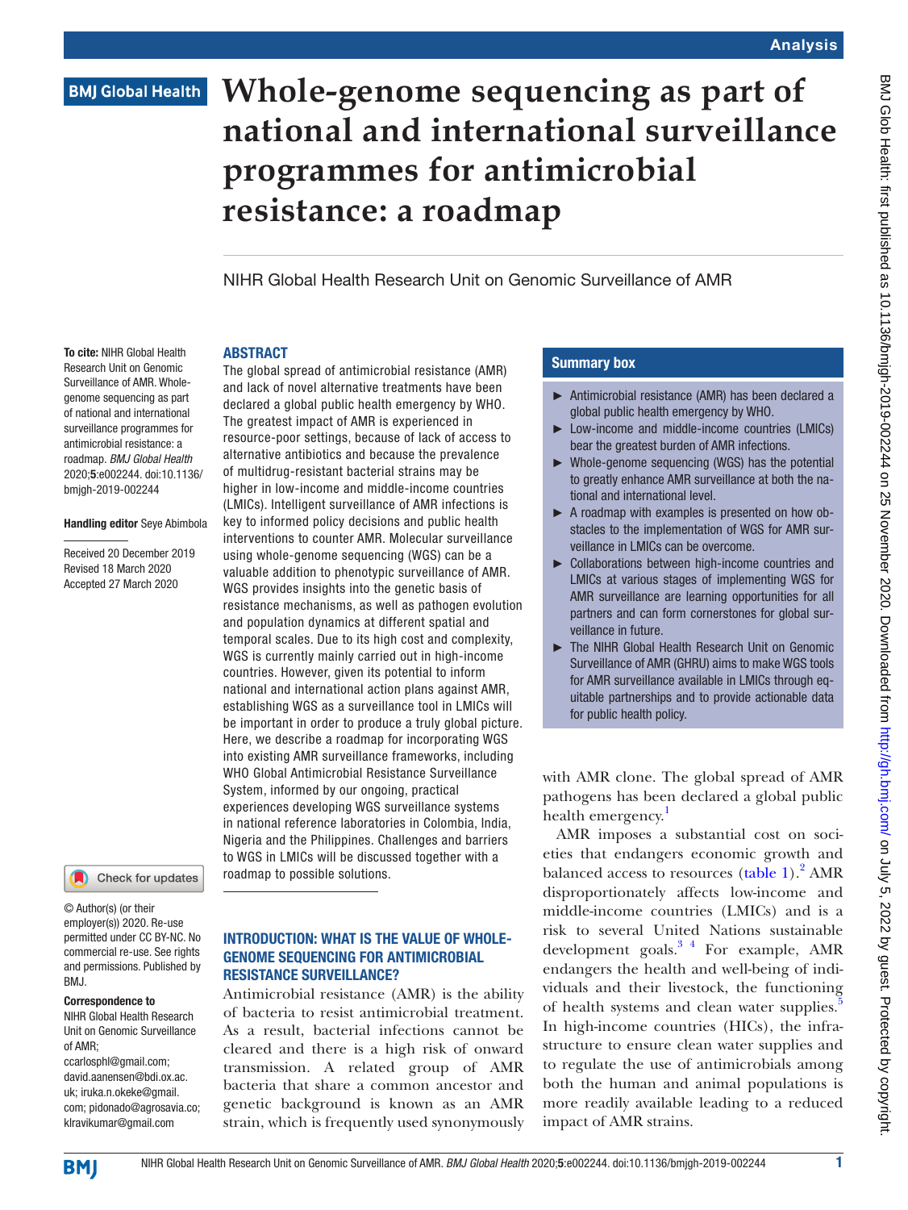# Whole-genome sequencing as part of national and international surveillance programmes for antimicrobial resistance: a roadmap

NIHR Global Health Research Unit on Genomic Surveillance of AMR

**To cite:** NIHR Global Health Research Unit on Genomic Surveillance of AMR. Whole-genome sequencing as part of national and international surveillance programmes for antimicrobial resistance: a roadmap. *BMJ Global Health* 2020;**5**:e002244. doi:10.1136/bmjgh-2019-002244

**Handling editor** Seye Abimbola

Received 20 December 2019
Revised 18 March 2020
Accepted 27 March 2020

© Author(s) (or their employer(s)) 2020. Re-use permitted under CC BY-NC. No commercial re-use. See rights and permissions. Published by BMJ.

**Correspondence to**
NIHR Global Health Research Unit on Genomic Surveillance of AMR;
ccarlosphl@gmail.com; david.aanensen@bdi.ox.ac.uk; iruka.n.okeke@gmail.com; pidonado@agrosavia.co; klravikumar@gmail.com

## ABSTRACT

The global spread of antimicrobial resistance (AMR) and lack of novel alternative treatments have been declared a global public health emergency by WHO. The greatest impact of AMR is experienced in resource-poor settings, because of lack of access to alternative antibiotics and because the prevalence of multidrug-resistant bacterial strains may be higher in low-income and middle-income countries (LMICs). Intelligent surveillance of AMR infections is key to informed policy decisions and public health interventions to counter AMR. Molecular surveillance using whole-genome sequencing (WGS) can be a valuable addition to phenotypic surveillance of AMR. WGS provides insights into the genetic basis of resistance mechanisms, as well as pathogen evolution and population dynamics at different spatial and temporal scales. Due to its high cost and complexity, WGS is currently mainly carried out in high-income countries. However, given its potential to inform national and international action plans against AMR, establishing WGS as a surveillance tool in LMICs will be important in order to produce a truly global picture. Here, we describe a roadmap for incorporating WGS into existing AMR surveillance frameworks, including WHO Global Antimicrobial Resistance Surveillance System, informed by our ongoing, practical experiences developing WGS surveillance systems in national reference laboratories in Colombia, India, Nigeria and the Philippines. Challenges and barriers to WGS in LMICs will be discussed together with a roadmap to possible solutions.

## Summary box

- Antimicrobial resistance (AMR) has been declared a global public health emergency by WHO.
- Low-income and middle-income countries (LMICs) bear the greatest burden of AMR infections.
- Whole-genome sequencing (WGS) has the potential to greatly enhance AMR surveillance at both the national and international level.
- A roadmap with examples is presented on how obstacles to the implementation of WGS for AMR surveillance in LMICs can be overcome.
- Collaborations between high-income countries and LMICs at various stages of implementing WGS for AMR surveillance are learning opportunities for all partners and can form cornerstones for global surveillance in future.
- The NIHR Global Health Research Unit on Genomic Surveillance of AMR (GHRU) aims to make WGS tools for AMR surveillance available in LMICs through equitable partnerships and to provide actionable data for public health policy.

## INTRODUCTION: WHAT IS THE VALUE OF WHOLE-GENOME SEQUENCING FOR ANTIMICROBIAL RESISTANCE SURVEILLANCE?

Antimicrobial resistance (AMR) is the ability of bacteria to resist antimicrobial treatment. As a result, bacterial infections cannot be cleared and there is a high risk of onward transmission. A related group of AMR bacteria that share a common ancestor and genetic background is known as an AMR strain, which is frequently used synonymously with AMR clone. The global spread of AMR pathogens has been declared a global public health emergency.[1]

AMR imposes a substantial cost on societies that endangers economic growth and balanced access to resources (table 1).[2] AMR disproportionately affects low-income and middle-income countries (LMICs) and is a risk to several United Nations sustainable development goals.[3 4] For example, AMR endangers the health and well-being of individuals and their livestock, the functioning of health systems and clean water supplies.[5] In high-income countries (HICs), the infrastructure to ensure clean water supplies and to regulate the use of antimicrobials among both the human and animal populations is more readily available leading to a reduced impact of AMR strains.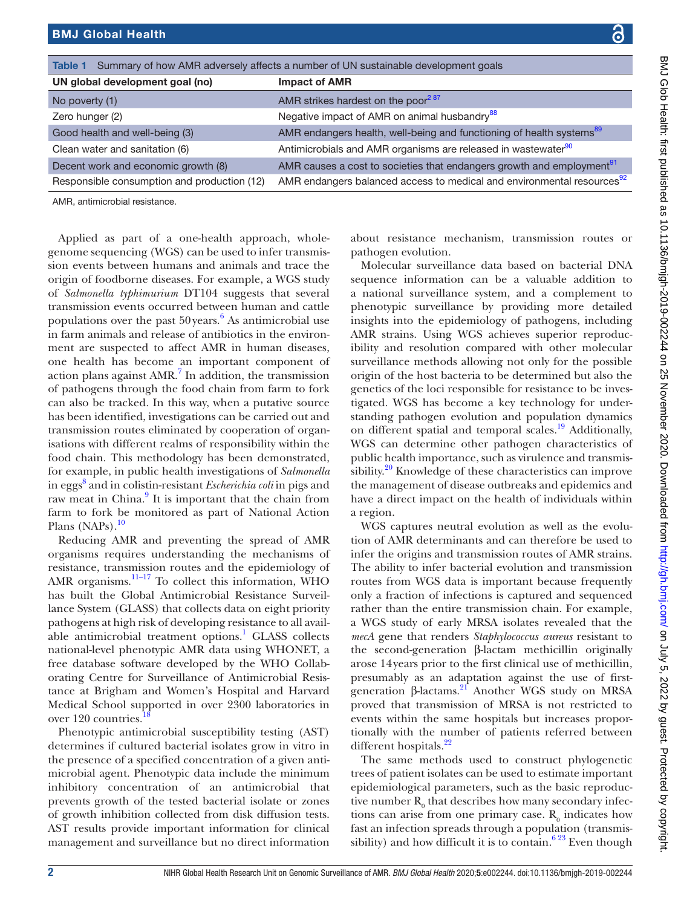Table 1 Summary of how AMR adversely affects a number of UN sustainable development goals

| UN global development goal (no) | Impact of AMR |
|---|---|
| No poverty (1) | AMR strikes hardest on the poor[2 87] |
| Zero hunger (2) | Negative impact of AMR on animal husbandry[88] |
| Good health and well-being (3) | AMR endangers health, well-being and functioning of health systems[89] |
| Clean water and sanitation (6) | Antimicrobials and AMR organisms are released in wastewater[90] |
| Decent work and economic growth (8) | AMR causes a cost to societies that endangers growth and employment[91] |
| Responsible consumption and production (12) | AMR endangers balanced access to medical and environmental resources[92] |

AMR, antimicrobial resistance.

Applied as part of a one-health approach, whole-genome sequencing (WGS) can be used to infer transmission events between humans and animals and trace the origin of foodborne diseases. For example, a WGS study of *Salmonella typhimurium* DT104 suggests that several transmission events occurred between human and cattle populations over the past 50 years.[6] As antimicrobial use in farm animals and release of antibiotics in the environment are suspected to affect AMR in human diseases, one health has become an important component of action plans against AMR.[7] In addition, the transmission of pathogens through the food chain from farm to fork can also be tracked. In this way, when a putative source has been identified, investigations can be carried out and transmission routes eliminated by cooperation of organisations with different realms of responsibility within the food chain. This methodology has been demonstrated, for example, in public health investigations of *Salmonella* in eggs[8] and in colistin-resistant *Escherichia coli* in pigs and raw meat in China.[9] It is important that the chain from farm to fork be monitored as part of National Action Plans (NAPs).[10]

Reducing AMR and preventing the spread of AMR organisms requires understanding the mechanisms of resistance, transmission routes and the epidemiology of AMR organisms.[11–17] To collect this information, WHO has built the Global Antimicrobial Resistance Surveillance System (GLASS) that collects data on eight priority pathogens at high risk of developing resistance to all available antimicrobial treatment options.[1] GLASS collects national-level phenotypic AMR data using WHONET, a free database software developed by the WHO Collaborating Centre for Surveillance of Antimicrobial Resistance at Brigham and Women's Hospital and Harvard Medical School supported in over 2300 laboratories in over 120 countries.[18]

Phenotypic antimicrobial susceptibility testing (AST) determines if cultured bacterial isolates grow in vitro in the presence of a specified concentration of a given antimicrobial agent. Phenotypic data include the minimum inhibitory concentration of an antimicrobial that prevents growth of the tested bacterial isolate or zones of growth inhibition collected from disk diffusion tests. AST results provide important information for clinical management and surveillance but no direct information about resistance mechanism, transmission routes or pathogen evolution.

Molecular surveillance data based on bacterial DNA sequence information can be a valuable addition to a national surveillance system, and a complement to phenotypic surveillance by providing more detailed insights into the epidemiology of pathogens, including AMR strains. Using WGS achieves superior reproducibility and resolution compared with other molecular surveillance methods allowing not only for the possible origin of the host bacteria to be determined but also the genetics of the loci responsible for resistance to be investigated. WGS has become a key technology for understanding pathogen evolution and population dynamics on different spatial and temporal scales.[19] Additionally, WGS can determine other pathogen characteristics of public health importance, such as virulence and transmissibility.[20] Knowledge of these characteristics can improve the management of disease outbreaks and epidemics and have a direct impact on the health of individuals within a region.

WGS captures neutral evolution as well as the evolution of AMR determinants and can therefore be used to infer the origins and transmission routes of AMR strains. The ability to infer bacterial evolution and transmission routes from WGS data is important because frequently only a fraction of infections is captured and sequenced rather than the entire transmission chain. For example, a WGS study of early MRSA isolates revealed that the *mecA* gene that renders *Staphylococcus aureus* resistant to the second-generation β-lactam methicillin originally arose 14 years prior to the first clinical use of methicillin, presumably as an adaptation against the use of first-generation β-lactams.[21] Another WGS study on MRSA proved that transmission of MRSA is not restricted to events within the same hospitals but increases proportionally with the number of patients referred between different hospitals.[22]

The same methods used to construct phylogenetic trees of patient isolates can be used to estimate important epidemiological parameters, such as the basic reproductive number $R_0$ that describes how many secondary infections can arise from one primary case. $R_0$ indicates how fast an infection spreads through a population (transmissibility) and how difficult it is to contain.[6 23] Even though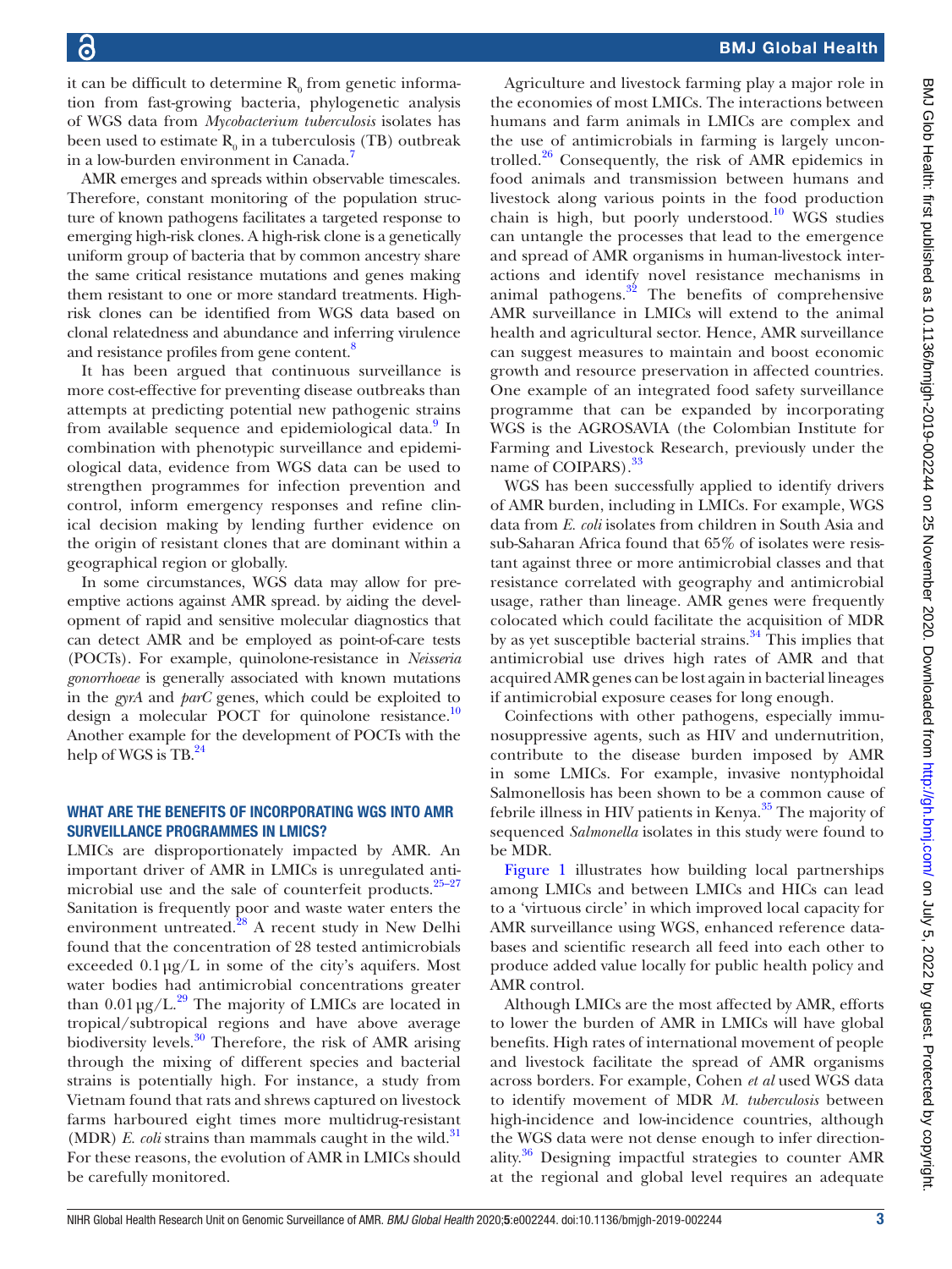it can be difficult to determine $R_0$ from genetic information from fast-growing bacteria, phylogenetic analysis of WGS data from *Mycobacterium tuberculosis* isolates has been used to estimate $R_0$ in a tuberculosis (TB) outbreak in a low-burden environment in Canada.[7]

AMR emerges and spreads within observable timescales. Therefore, constant monitoring of the population structure of known pathogens facilitates a targeted response to emerging high-risk clones. A high-risk clone is a genetically uniform group of bacteria that by common ancestry share the same critical resistance mutations and genes making them resistant to one or more standard treatments. High-risk clones can be identified from WGS data based on clonal relatedness and abundance and inferring virulence and resistance profiles from gene content.[8]

It has been argued that continuous surveillance is more cost-effective for preventing disease outbreaks than attempts at predicting potential new pathogenic strains from available sequence and epidemiological data.[9] In combination with phenotypic surveillance and epidemiological data, evidence from WGS data can be used to strengthen programmes for infection prevention and control, inform emergency responses and refine clinical decision making by lending further evidence on the origin of resistant clones that are dominant within a geographical region or globally.

In some circumstances, WGS data may allow for pre-emptive actions against AMR spread. by aiding the development of rapid and sensitive molecular diagnostics that can detect AMR and be employed as point-of-care tests (POCTs). For example, quinolone-resistance in *Neisseria gonorrhoeae* is generally associated with known mutations in the *gyrA* and *parC* genes, which could be exploited to design a molecular POCT for quinolone resistance.[10] Another example for the development of POCTs with the help of WGS is TB.[24]

## WHAT ARE THE BENEFITS OF INCORPORATING WGS INTO AMR SURVEILLANCE PROGRAMMES IN LMICS?

LMICs are disproportionately impacted by AMR. An important driver of AMR in LMICs is unregulated antimicrobial use and the sale of counterfeit products.[25–27] Sanitation is frequently poor and waste water enters the environment untreated.[28] A recent study in New Delhi found that the concentration of 28 tested antimicrobials exceeded 0.1 µg/L in some of the city's aquifers. Most water bodies had antimicrobial concentrations greater than 0.01 µg/L.[29] The majority of LMICs are located in tropical/subtropical regions and have above average biodiversity levels.[30] Therefore, the risk of AMR arising through the mixing of different species and bacterial strains is potentially high. For instance, a study from Vietnam found that rats and shrews captured on livestock farms harboured eight times more multidrug-resistant (MDR) *E. coli* strains than mammals caught in the wild.[31] For these reasons, the evolution of AMR in LMICs should be carefully monitored.

Agriculture and livestock farming play a major role in the economies of most LMICs. The interactions between humans and farm animals in LMICs are complex and the use of antimicrobials in farming is largely uncontrolled.[26] Consequently, the risk of AMR epidemics in food animals and transmission between humans and livestock along various points in the food production chain is high, but poorly understood.[10] WGS studies can untangle the processes that lead to the emergence and spread of AMR organisms in human-livestock interactions and identify novel resistance mechanisms in animal pathogens.[32] The benefits of comprehensive AMR surveillance in LMICs will extend to the animal health and agricultural sector. Hence, AMR surveillance can suggest measures to maintain and boost economic growth and resource preservation in affected countries. One example of an integrated food safety surveillance programme that can be expanded by incorporating WGS is the AGROSAVIA (the Colombian Institute for Farming and Livestock Research, previously under the name of COIPARS).[33]

WGS has been successfully applied to identify drivers of AMR burden, including in LMICs. For example, WGS data from *E. coli* isolates from children in South Asia and sub-Saharan Africa found that 65% of isolates were resistant against three or more antimicrobial classes and that resistance correlated with geography and antimicrobial usage, rather than lineage. AMR genes were frequently colocated which could facilitate the acquisition of MDR by as yet susceptible bacterial strains.[34] This implies that antimicrobial use drives high rates of AMR and that acquired AMR genes can be lost again in bacterial lineages if antimicrobial exposure ceases for long enough.

Coinfections with other pathogens, especially immunosuppressive agents, such as HIV and undernutrition, contribute to the disease burden imposed by AMR in some LMICs. For example, invasive nontyphoidal Salmonellosis has been shown to be a common cause of febrile illness in HIV patients in Kenya.[35] The majority of sequenced *Salmonella* isolates in this study were found to be MDR.

Figure 1 illustrates how building local partnerships among LMICs and between LMICs and HICs can lead to a 'virtuous circle' in which improved local capacity for AMR surveillance using WGS, enhanced reference databases and scientific research all feed into each other to produce added value locally for public health policy and AMR control.

Although LMICs are the most affected by AMR, efforts to lower the burden of AMR in LMICs will have global benefits. High rates of international movement of people and livestock facilitate the spread of AMR organisms across borders. For example, Cohen *et al* used WGS data to identify movement of MDR *M. tuberculosis* between high-incidence and low-incidence countries, although the WGS data were not dense enough to infer directionality.[36] Designing impactful strategies to counter AMR at the regional and global level requires an adequate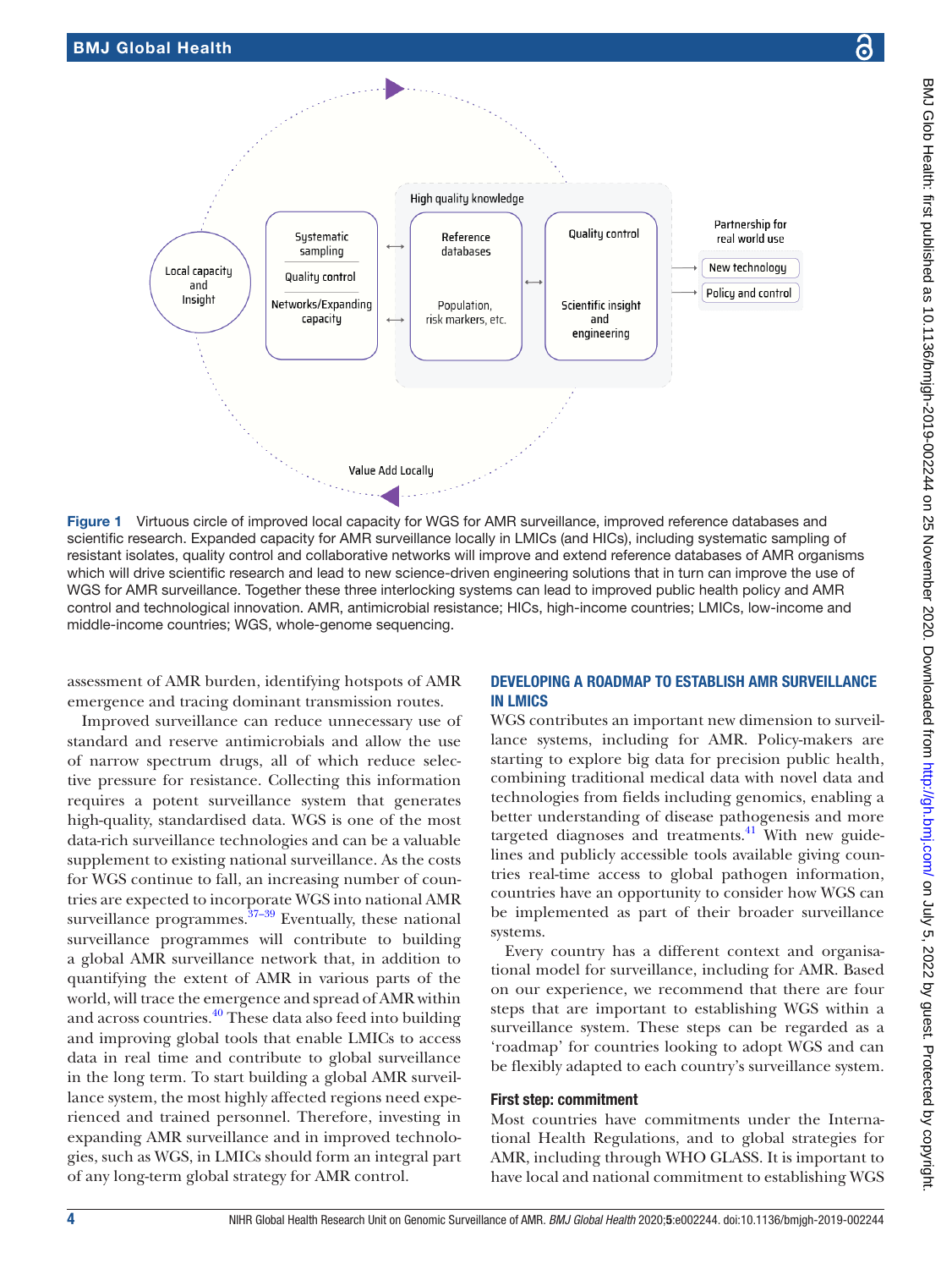Local capacity and Insight

Systematic sampling

Quality control

Networks/Expanding capacity

High quality knowledge

Reference databases

Population, risk markers, etc.

Quality control

Scientific insight and engineering

Partnership for real world use

New technology

Policy and control

Value Add Locally

**Figure 1** Virtuous circle of improved local capacity for WGS for AMR surveillance, improved reference databases and scientific research. Expanded capacity for AMR surveillance locally in LMICs (and HICs), including systematic sampling of resistant isolates, quality control and collaborative networks will improve and extend reference databases of AMR organisms which will drive scientific research and lead to new science-driven engineering solutions that in turn can improve the use of WGS for AMR surveillance. Together these three interlocking systems can lead to improved public health policy and AMR control and technological innovation. AMR, antimicrobial resistance; HICs, high-income countries; LMICs, low-income and middle-income countries; WGS, whole-genome sequencing.

assessment of AMR burden, identifying hotspots of AMR emergence and tracing dominant transmission routes.

Improved surveillance can reduce unnecessary use of standard and reserve antimicrobials and allow the use of narrow spectrum drugs, all of which reduce selective pressure for resistance. Collecting this information requires a potent surveillance system that generates high-quality, standardised data. WGS is one of the most data-rich surveillance technologies and can be a valuable supplement to existing national surveillance. As the costs for WGS continue to fall, an increasing number of countries are expected to incorporate WGS into national AMR surveillance programmes.[37–39] Eventually, these national surveillance programmes will contribute to building a global AMR surveillance network that, in addition to quantifying the extent of AMR in various parts of the world, will trace the emergence and spread of AMR within and across countries.[40] These data also feed into building and improving global tools that enable LMICs to access data in real time and contribute to global surveillance in the long term. To start building a global AMR surveillance system, the most highly affected regions need experienced and trained personnel. Therefore, investing in expanding AMR surveillance and in improved technologies, such as WGS, in LMICs should form an integral part of any long-term global strategy for AMR control.

## DEVELOPING A ROADMAP TO ESTABLISH AMR SURVEILLANCE IN LMICS

WGS contributes an important new dimension to surveillance systems, including for AMR. Policy-makers are starting to explore big data for precision public health, combining traditional medical data with novel data and technologies from fields including genomics, enabling a better understanding of disease pathogenesis and more targeted diagnoses and treatments.[41] With new guidelines and publicly accessible tools available giving countries real-time access to global pathogen information, countries have an opportunity to consider how WGS can be implemented as part of their broader surveillance systems.

Every country has a different context and organisational model for surveillance, including for AMR. Based on our experience, we recommend that there are four steps that are important to establishing WGS within a surveillance system. These steps can be regarded as a 'roadmap' for countries looking to adopt WGS and can be flexibly adapted to each country's surveillance system.

### First step: commitment

Most countries have commitments under the International Health Regulations, and to global strategies for AMR, including through WHO GLASS. It is important to have local and national commitment to establishing WGS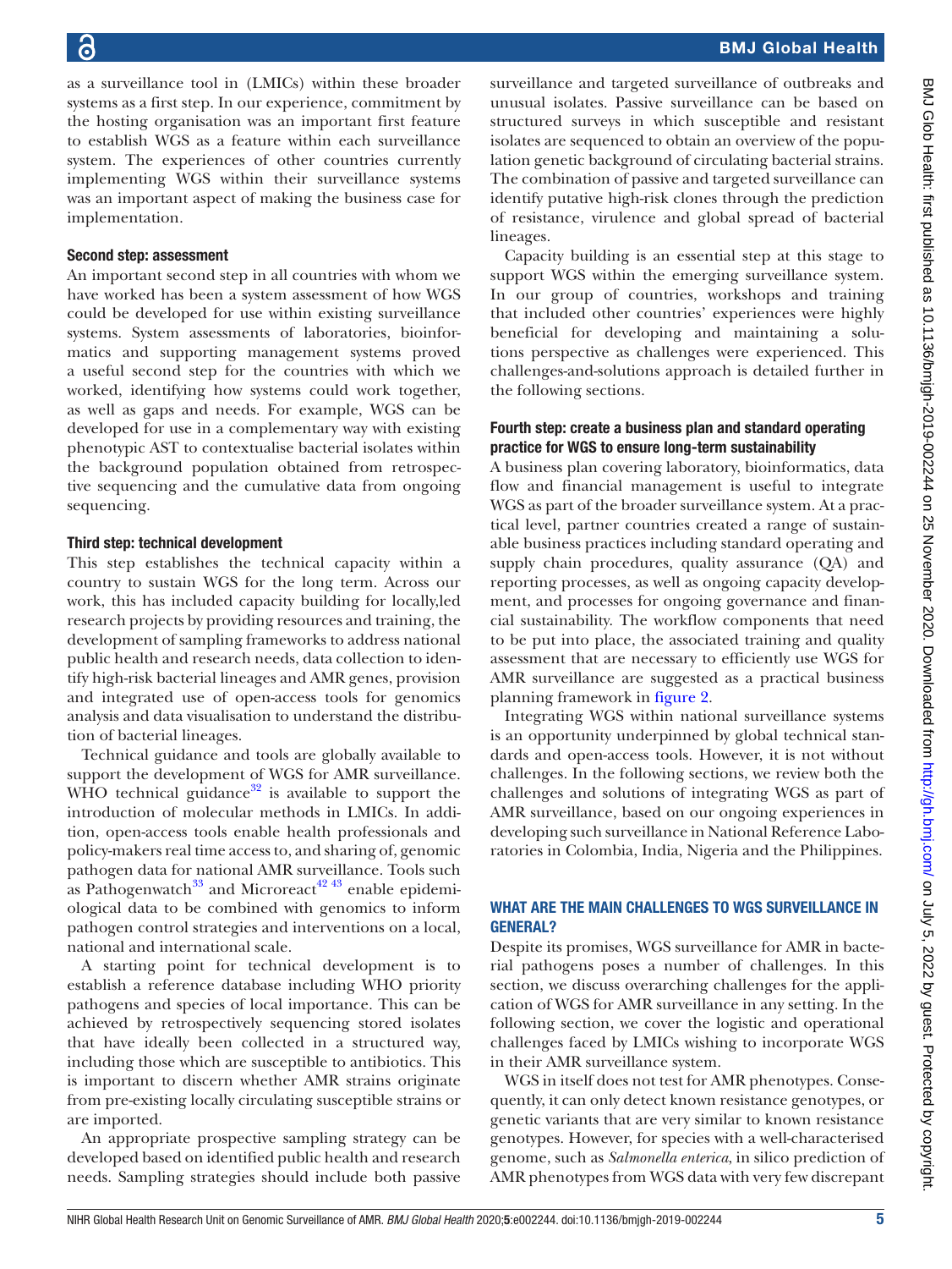as a surveillance tool in (LMICs) within these broader systems as a first step. In our experience, commitment by the hosting organisation was an important first feature to establish WGS as a feature within each surveillance system. The experiences of other countries currently implementing WGS within their surveillance systems was an important aspect of making the business case for implementation.

#### Second step: assessment

An important second step in all countries with whom we have worked has been a system assessment of how WGS could be developed for use within existing surveillance systems. System assessments of laboratories, bioinformatics and supporting management systems proved a useful second step for the countries with which we worked, identifying how systems could work together, as well as gaps and needs. For example, WGS can be developed for use in a complementary way with existing phenotypic AST to contextualise bacterial isolates within the background population obtained from retrospective sequencing and the cumulative data from ongoing sequencing.

#### Third step: technical development

This step establishes the technical capacity within a country to sustain WGS for the long term. Across our work, this has included capacity building for locally,led research projects by providing resources and training, the development of sampling frameworks to address national public health and research needs, data collection to identify high-risk bacterial lineages and AMR genes, provision and integrated use of open-access tools for genomics analysis and data visualisation to understand the distribution of bacterial lineages.

Technical guidance and tools are globally available to support the development of WGS for AMR surveillance. WHO technical guidance[32] is available to support the introduction of molecular methods in LMICs. In addition, open-access tools enable health professionals and policy-makers real time access to, and sharing of, genomic pathogen data for national AMR surveillance. Tools such as Pathogenwatch[33] and Microreact[42 43] enable epidemiological data to be combined with genomics to inform pathogen control strategies and interventions on a local, national and international scale.

A starting point for technical development is to establish a reference database including WHO priority pathogens and species of local importance. This can be achieved by retrospectively sequencing stored isolates that have ideally been collected in a structured way, including those which are susceptible to antibiotics. This is important to discern whether AMR strains originate from pre-existing locally circulating susceptible strains or are imported.

An appropriate prospective sampling strategy can be developed based on identified public health and research needs. Sampling strategies should include both passive surveillance and targeted surveillance of outbreaks and unusual isolates. Passive surveillance can be based on structured surveys in which susceptible and resistant isolates are sequenced to obtain an overview of the population genetic background of circulating bacterial strains. The combination of passive and targeted surveillance can identify putative high-risk clones through the prediction of resistance, virulence and global spread of bacterial lineages.

Capacity building is an essential step at this stage to support WGS within the emerging surveillance system. In our group of countries, workshops and training that included other countries' experiences were highly beneficial for developing and maintaining a solutions perspective as challenges were experienced. This challenges-and-solutions approach is detailed further in the following sections.

#### Fourth step: create a business plan and standard operating practice for WGS to ensure long-term sustainability

A business plan covering laboratory, bioinformatics, data flow and financial management is useful to integrate WGS as part of the broader surveillance system. At a practical level, partner countries created a range of sustainable business practices including standard operating and supply chain procedures, quality assurance (QA) and reporting processes, as well as ongoing capacity development, and processes for ongoing governance and financial sustainability. The workflow components that need to be put into place, the associated training and quality assessment that are necessary to efficiently use WGS for AMR surveillance are suggested as a practical business planning framework in figure 2.

Integrating WGS within national surveillance systems is an opportunity underpinned by global technical standards and open-access tools. However, it is not without challenges. In the following sections, we review both the challenges and solutions of integrating WGS as part of AMR surveillance, based on our ongoing experiences in developing such surveillance in National Reference Laboratories in Colombia, India, Nigeria and the Philippines.

### WHAT ARE THE MAIN CHALLENGES TO WGS SURVEILLANCE IN GENERAL?

Despite its promises, WGS surveillance for AMR in bacterial pathogens poses a number of challenges. In this section, we discuss overarching challenges for the application of WGS for AMR surveillance in any setting. In the following section, we cover the logistic and operational challenges faced by LMICs wishing to incorporate WGS in their AMR surveillance system.

WGS in itself does not test for AMR phenotypes. Consequently, it can only detect known resistance genotypes, or genetic variants that are very similar to known resistance genotypes. However, for species with a well-characterised genome, such as *Salmonella enterica*, in silico prediction of AMR phenotypes from WGS data with very few discrepant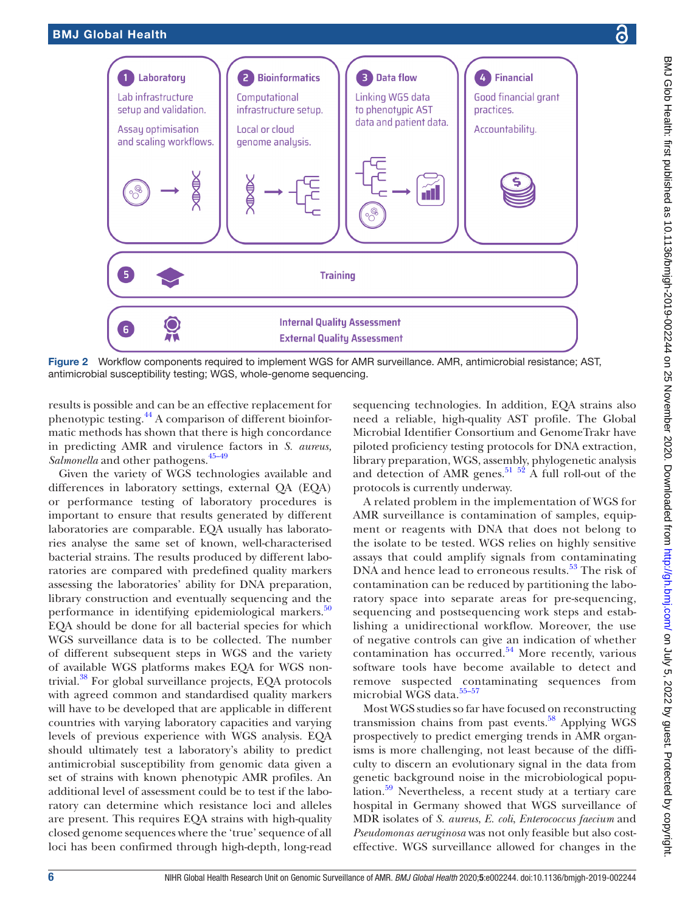1 Laboratory
Lab infrastructure setup and validation.
Assay optimisation and scaling workflows.

2 Bioinformatics
Computational infrastructure setup.
Local or cloud genome analysis.

3 Data flow
Linking WGS data to phenotypic AST data and patient data.

4 Financial
Good financial grant practices.
Accountability.

5 Training

6 Internal Quality Assessment
External Quality Assessment

Figure 2 Workflow components required to implement WGS for AMR surveillance. AMR, antimicrobial resistance; AST, antimicrobial susceptibility testing; WGS, whole-genome sequencing.

results is possible and can be an effective replacement for phenotypic testing.[44] A comparison of different bioinformatic methods has shown that there is high concordance in predicting AMR and virulence factors in *S. aureus, Salmonella* and other pathogens.[45–49]

Given the variety of WGS technologies available and differences in laboratory settings, external QA (EQA) or performance testing of laboratory procedures is important to ensure that results generated by different laboratories are comparable. EQA usually has laboratories analyse the same set of known, well-characterised bacterial strains. The results produced by different laboratories are compared with predefined quality markers assessing the laboratories' ability for DNA preparation, library construction and eventually sequencing and the performance in identifying epidemiological markers.[50] EQA should be done for all bacterial species for which WGS surveillance data is to be collected. The number of different subsequent steps in WGS and the variety of available WGS platforms makes EQA for WGS non-trivial.[38] For global surveillance projects, EQA protocols with agreed common and standardised quality markers will have to be developed that are applicable in different countries with varying laboratory capacities and varying levels of previous experience with WGS analysis. EQA should ultimately test a laboratory's ability to predict antimicrobial susceptibility from genomic data given a set of strains with known phenotypic AMR profiles. An additional level of assessment could be to test if the laboratory can determine which resistance loci and alleles are present. This requires EQA strains with high-quality closed genome sequences where the 'true' sequence of all loci has been confirmed through high-depth, long-read sequencing technologies. In addition, EQA strains also need a reliable, high-quality AST profile. The Global Microbial Identifier Consortium and GenomeTrakr have piloted proficiency testing protocols for DNA extraction, library preparation, WGS, assembly, phylogenetic analysis and detection of AMR genes.[51 52] A full roll-out of the protocols is currently underway.

A related problem in the implementation of WGS for AMR surveillance is contamination of samples, equipment or reagents with DNA that does not belong to the isolate to be tested. WGS relies on highly sensitive assays that could amplify signals from contaminating DNA and hence lead to erroneous results.[53] The risk of contamination can be reduced by partitioning the laboratory space into separate areas for pre-sequencing, sequencing and postsequencing work steps and establishing a unidirectional workflow. Moreover, the use of negative controls can give an indication of whether contamination has occurred.[54] More recently, various software tools have become available to detect and remove suspected contaminating sequences from microbial WGS data.[55–57]

Most WGS studies so far have focused on reconstructing transmission chains from past events.[58] Applying WGS prospectively to predict emerging trends in AMR organisms is more challenging, not least because of the difficulty to discern an evolutionary signal in the data from genetic background noise in the microbiological population.[59] Nevertheless, a recent study at a tertiary care hospital in Germany showed that WGS surveillance of MDR isolates of *S. aureus*, *E. coli*, *Enterococcus faecium* and *Pseudomonas aeruginosa* was not only feasible but also cost-effective. WGS surveillance allowed for changes in the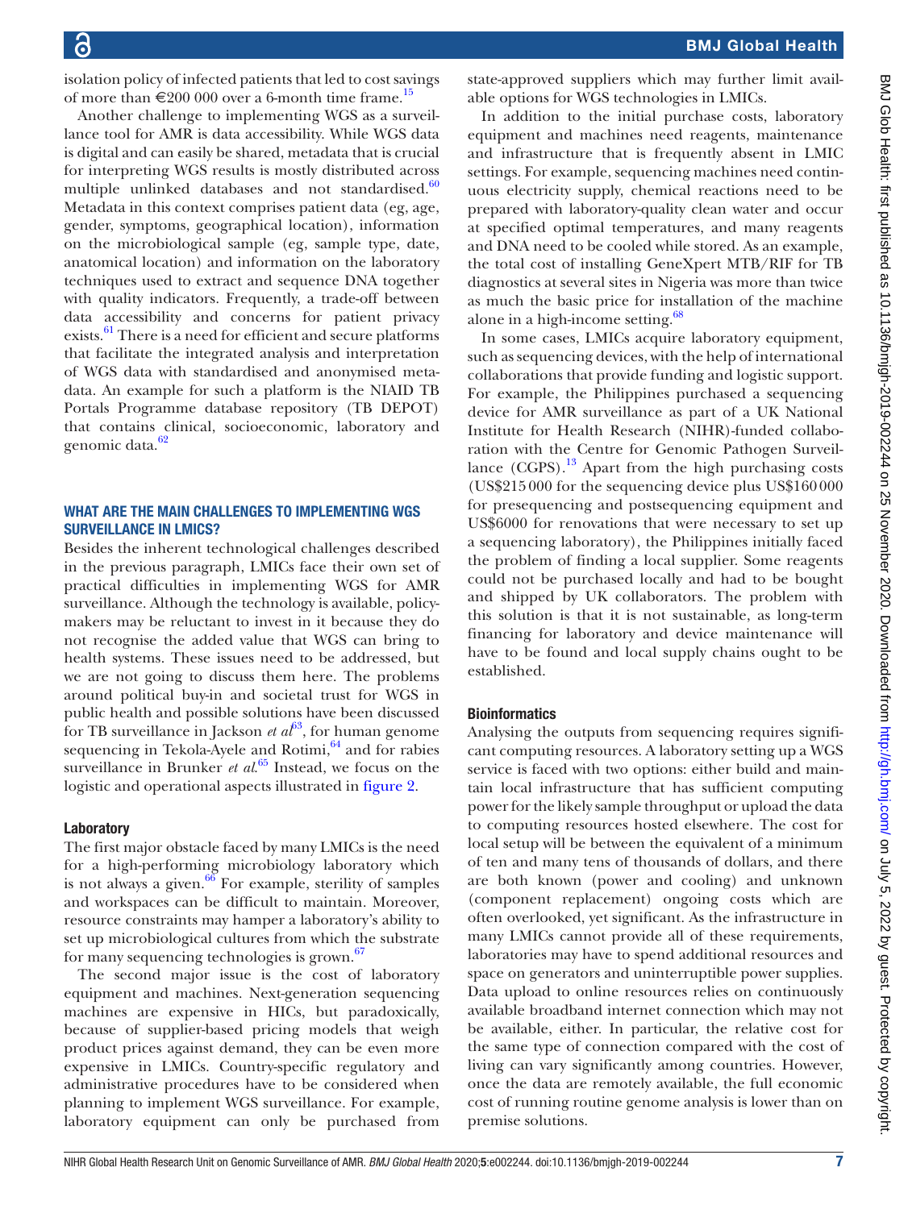isolation policy of infected patients that led to cost savings of more than €200 000 over a 6-month time frame.[15]

Another challenge to implementing WGS as a surveillance tool for AMR is data accessibility. While WGS data is digital and can easily be shared, metadata that is crucial for interpreting WGS results is mostly distributed across multiple unlinked databases and not standardised.[60] Metadata in this context comprises patient data (eg, age, gender, symptoms, geographical location), information on the microbiological sample (eg, sample type, date, anatomical location) and information on the laboratory techniques used to extract and sequence DNA together with quality indicators. Frequently, a trade-off between data accessibility and concerns for patient privacy exists.[61] There is a need for efficient and secure platforms that facilitate the integrated analysis and interpretation of WGS data with standardised and anonymised metadata. An example for such a platform is the NIAID TB Portals Programme database repository (TB DEPOT) that contains clinical, socioeconomic, laboratory and genomic data.[62]

## WHAT ARE THE MAIN CHALLENGES TO IMPLEMENTING WGS SURVEILLANCE IN LMICS?

Besides the inherent technological challenges described in the previous paragraph, LMICs face their own set of practical difficulties in implementing WGS for AMR surveillance. Although the technology is available, policymakers may be reluctant to invest in it because they do not recognise the added value that WGS can bring to health systems. These issues need to be addressed, but we are not going to discuss them here. The problems around political buy-in and societal trust for WGS in public health and possible solutions have been discussed for TB surveillance in Jackson *et al*[63], for human genome sequencing in Tekola-Ayele and Rotimi,[64] and for rabies surveillance in Brunker *et al*.[65] Instead, we focus on the logistic and operational aspects illustrated in figure 2.

### Laboratory

The first major obstacle faced by many LMICs is the need for a high-performing microbiology laboratory which is not always a given.[66] For example, sterility of samples and workspaces can be difficult to maintain. Moreover, resource constraints may hamper a laboratory's ability to set up microbiological cultures from which the substrate for many sequencing technologies is grown.[67]

The second major issue is the cost of laboratory equipment and machines. Next-generation sequencing machines are expensive in HICs, but paradoxically, because of supplier-based pricing models that weigh product prices against demand, they can be even more expensive in LMICs. Country-specific regulatory and administrative procedures have to be considered when planning to implement WGS surveillance. For example, laboratory equipment can only be purchased from state-approved suppliers which may further limit available options for WGS technologies in LMICs.

In addition to the initial purchase costs, laboratory equipment and machines need reagents, maintenance and infrastructure that is frequently absent in LMIC settings. For example, sequencing machines need continuous electricity supply, chemical reactions need to be prepared with laboratory-quality clean water and occur at specified optimal temperatures, and many reagents and DNA need to be cooled while stored. As an example, the total cost of installing GeneXpert MTB/RIF for TB diagnostics at several sites in Nigeria was more than twice as much the basic price for installation of the machine alone in a high-income setting.[68]

In some cases, LMICs acquire laboratory equipment, such as sequencing devices, with the help of international collaborations that provide funding and logistic support. For example, the Philippines purchased a sequencing device for AMR surveillance as part of a UK National Institute for Health Research (NIHR)-funded collaboration with the Centre for Genomic Pathogen Surveillance (CGPS).[13] Apart from the high purchasing costs (US$215 000 for the sequencing device plus US$160 000 for presequencing and postsequencing equipment and US$6000 for renovations that were necessary to set up a sequencing laboratory), the Philippines initially faced the problem of finding a local supplier. Some reagents could not be purchased locally and had to be bought and shipped by UK collaborators. The problem with this solution is that it is not sustainable, as long-term financing for laboratory and device maintenance will have to be found and local supply chains ought to be established.

### Bioinformatics

Analysing the outputs from sequencing requires significant computing resources. A laboratory setting up a WGS service is faced with two options: either build and maintain local infrastructure that has sufficient computing power for the likely sample throughput or upload the data to computing resources hosted elsewhere. The cost for local setup will be between the equivalent of a minimum of ten and many tens of thousands of dollars, and there are both known (power and cooling) and unknown (component replacement) ongoing costs which are often overlooked, yet significant. As the infrastructure in many LMICs cannot provide all of these requirements, laboratories may have to spend additional resources and space on generators and uninterruptible power supplies. Data upload to online resources relies on continuously available broadband internet connection which may not be available, either. In particular, the relative cost for the same type of connection compared with the cost of living can vary significantly among countries. However, once the data are remotely available, the full economic cost of running routine genome analysis is lower than on premise solutions.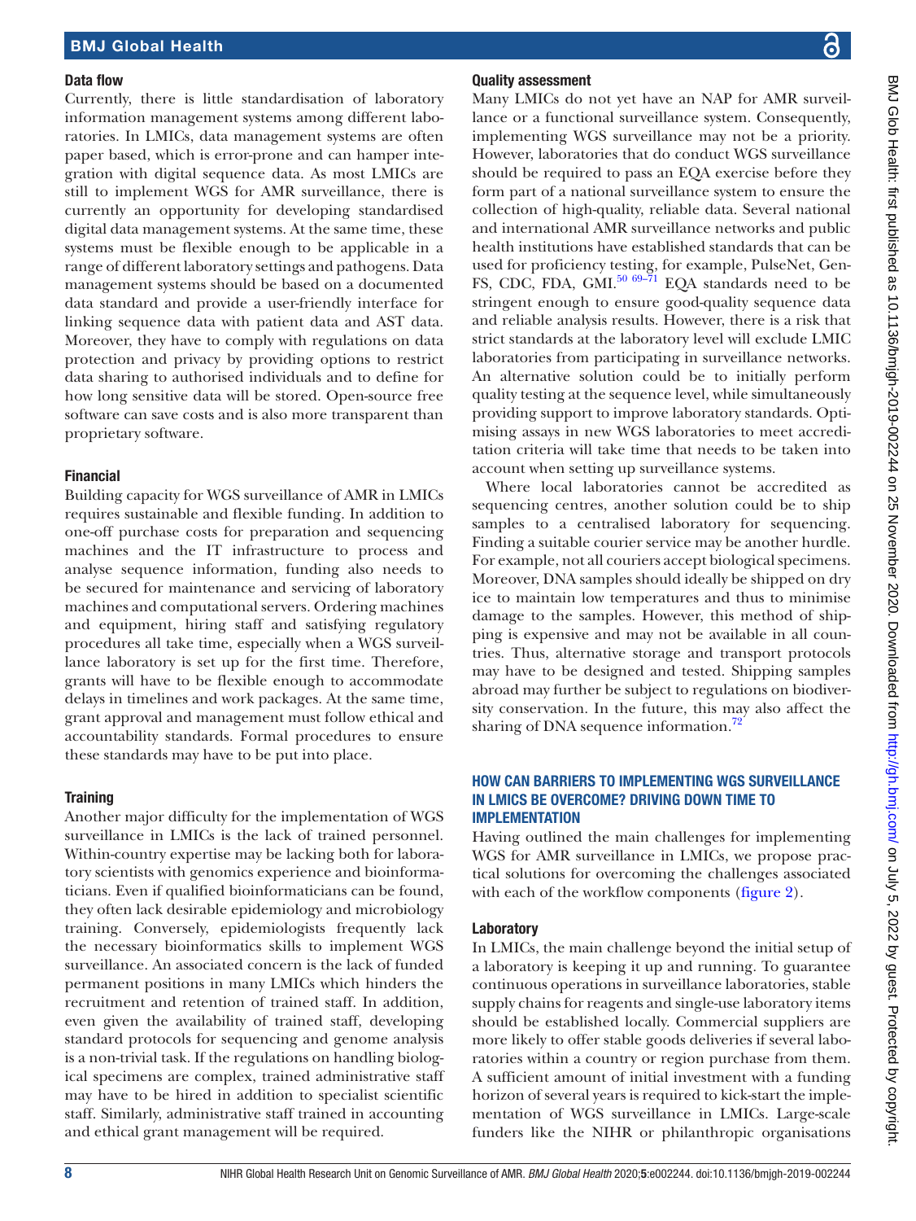### Data flow

Currently, there is little standardisation of laboratory information management systems among different laboratories. In LMICs, data management systems are often paper based, which is error-prone and can hamper integration with digital sequence data. As most LMICs are still to implement WGS for AMR surveillance, there is currently an opportunity for developing standardised digital data management systems. At the same time, these systems must be flexible enough to be applicable in a range of different laboratory settings and pathogens. Data management systems should be based on a documented data standard and provide a user-friendly interface for linking sequence data with patient data and AST data. Moreover, they have to comply with regulations on data protection and privacy by providing options to restrict data sharing to authorised individuals and to define for how long sensitive data will be stored. Open-source free software can save costs and is also more transparent than proprietary software.

### Financial

Building capacity for WGS surveillance of AMR in LMICs requires sustainable and flexible funding. In addition to one-off purchase costs for preparation and sequencing machines and the IT infrastructure to process and analyse sequence information, funding also needs to be secured for maintenance and servicing of laboratory machines and computational servers. Ordering machines and equipment, hiring staff and satisfying regulatory procedures all take time, especially when a WGS surveillance laboratory is set up for the first time. Therefore, grants will have to be flexible enough to accommodate delays in timelines and work packages. At the same time, grant approval and management must follow ethical and accountability standards. Formal procedures to ensure these standards may have to be put into place.

### Training

Another major difficulty for the implementation of WGS surveillance in LMICs is the lack of trained personnel. Within-country expertise may be lacking both for laboratory scientists with genomics experience and bioinformaticians. Even if qualified bioinformaticians can be found, they often lack desirable epidemiology and microbiology training. Conversely, epidemiologists frequently lack the necessary bioinformatics skills to implement WGS surveillance. An associated concern is the lack of funded permanent positions in many LMICs which hinders the recruitment and retention of trained staff. In addition, even given the availability of trained staff, developing standard protocols for sequencing and genome analysis is a non-trivial task. If the regulations on handling biological specimens are complex, trained administrative staff may have to be hired in addition to specialist scientific staff. Similarly, administrative staff trained in accounting and ethical grant management will be required.

### Quality assessment

Many LMICs do not yet have an NAP for AMR surveillance or a functional surveillance system. Consequently, implementing WGS surveillance may not be a priority. However, laboratories that do conduct WGS surveillance should be required to pass an EQA exercise before they form part of a national surveillance system to ensure the collection of high-quality, reliable data. Several national and international AMR surveillance networks and public health institutions have established standards that can be used for proficiency testing, for example, PulseNet, GenFS, CDC, FDA, GMI.[50 69–71] EQA standards need to be stringent enough to ensure good-quality sequence data and reliable analysis results. However, there is a risk that strict standards at the laboratory level will exclude LMIC laboratories from participating in surveillance networks. An alternative solution could be to initially perform quality testing at the sequence level, while simultaneously providing support to improve laboratory standards. Optimising assays in new WGS laboratories to meet accreditation criteria will take time that needs to be taken into account when setting up surveillance systems.

Where local laboratories cannot be accredited as sequencing centres, another solution could be to ship samples to a centralised laboratory for sequencing. Finding a suitable courier service may be another hurdle. For example, not all couriers accept biological specimens. Moreover, DNA samples should ideally be shipped on dry ice to maintain low temperatures and thus to minimise damage to the samples. However, this method of shipping is expensive and may not be available in all countries. Thus, alternative storage and transport protocols may have to be designed and tested. Shipping samples abroad may further be subject to regulations on biodiversity conservation. In the future, this may also affect the sharing of DNA sequence information.[72]

## HOW CAN BARRIERS TO IMPLEMENTING WGS SURVEILLANCE IN LMICS BE OVERCOME? DRIVING DOWN TIME TO IMPLEMENTATION

Having outlined the main challenges for implementing WGS for AMR surveillance in LMICs, we propose practical solutions for overcoming the challenges associated with each of the workflow components (figure 2).

### Laboratory

In LMICs, the main challenge beyond the initial setup of a laboratory is keeping it up and running. To guarantee continuous operations in surveillance laboratories, stable supply chains for reagents and single-use laboratory items should be established locally. Commercial suppliers are more likely to offer stable goods deliveries if several laboratories within a country or region purchase from them. A sufficient amount of initial investment with a funding horizon of several years is required to kick-start the implementation of WGS surveillance in LMICs. Large-scale funders like the NIHR or philanthropic organisations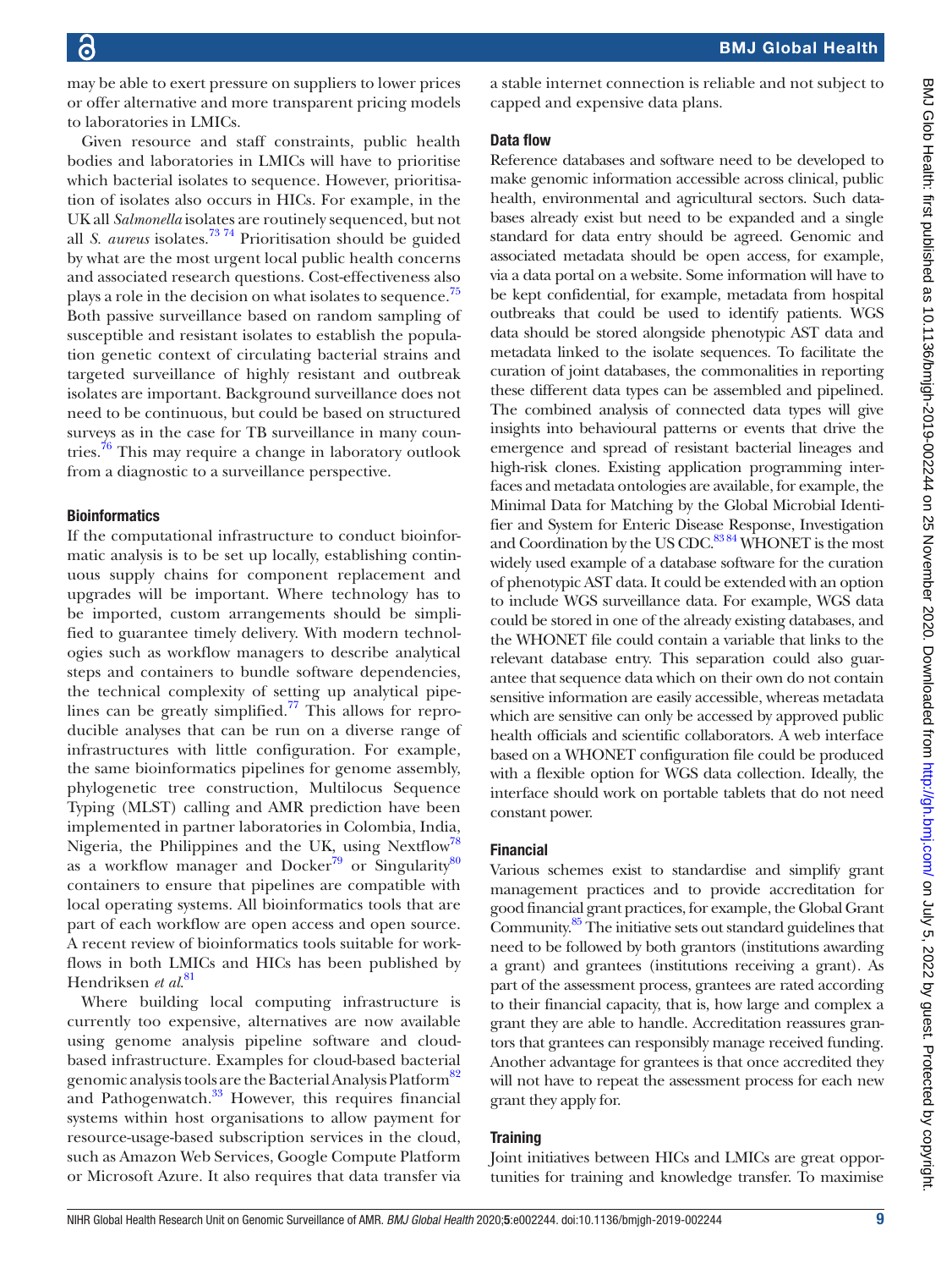may be able to exert pressure on suppliers to lower prices or offer alternative and more transparent pricing models to laboratories in LMICs.

Given resource and staff constraints, public health bodies and laboratories in LMICs will have to prioritise which bacterial isolates to sequence. However, prioritisation of isolates also occurs in HICs. For example, in the UK all *Salmonella* isolates are routinely sequenced, but not all *S. aureus* isolates.[73 74] Prioritisation should be guided by what are the most urgent local public health concerns and associated research questions. Cost-effectiveness also plays a role in the decision on what isolates to sequence.[75] Both passive surveillance based on random sampling of susceptible and resistant isolates to establish the population genetic context of circulating bacterial strains and targeted surveillance of highly resistant and outbreak isolates are important. Background surveillance does not need to be continuous, but could be based on structured surveys as in the case for TB surveillance in many countries.[76] This may require a change in laboratory outlook from a diagnostic to a surveillance perspective.

### Bioinformatics

If the computational infrastructure to conduct bioinformatic analysis is to be set up locally, establishing continuous supply chains for component replacement and upgrades will be important. Where technology has to be imported, custom arrangements should be simplified to guarantee timely delivery. With modern technologies such as workflow managers to describe analytical steps and containers to bundle software dependencies, the technical complexity of setting up analytical pipelines can be greatly simplified.[77] This allows for reproducible analyses that can be run on a diverse range of infrastructures with little configuration. For example, the same bioinformatics pipelines for genome assembly, phylogenetic tree construction, Multilocus Sequence Typing (MLST) calling and AMR prediction have been implemented in partner laboratories in Colombia, India, Nigeria, the Philippines and the UK, using Nextflow[78] as a workflow manager and Docker[79] or Singularity[80] containers to ensure that pipelines are compatible with local operating systems. All bioinformatics tools that are part of each workflow are open access and open source. A recent review of bioinformatics tools suitable for workflows in both LMICs and HICs has been published by Hendriksen *et al*.[81]

Where building local computing infrastructure is currently too expensive, alternatives are now available using genome analysis pipeline software and cloud-based infrastructure. Examples for cloud-based bacterial genomic analysis tools are the Bacterial Analysis Platform[82] and Pathogenwatch.[33] However, this requires financial systems within host organisations to allow payment for resource-usage-based subscription services in the cloud, such as Amazon Web Services, Google Compute Platform or Microsoft Azure. It also requires that data transfer via a stable internet connection is reliable and not subject to capped and expensive data plans.

### Data flow

Reference databases and software need to be developed to make genomic information accessible across clinical, public health, environmental and agricultural sectors. Such databases already exist but need to be expanded and a single standard for data entry should be agreed. Genomic and associated metadata should be open access, for example, via a data portal on a website. Some information will have to be kept confidential, for example, metadata from hospital outbreaks that could be used to identify patients. WGS data should be stored alongside phenotypic AST data and metadata linked to the isolate sequences. To facilitate the curation of joint databases, the commonalities in reporting these different data types can be assembled and pipelined. The combined analysis of connected data types will give insights into behavioural patterns or events that drive the emergence and spread of resistant bacterial lineages and high-risk clones. Existing application programming interfaces and metadata ontologies are available, for example, the Minimal Data for Matching by the Global Microbial Identifier and System for Enteric Disease Response, Investigation and Coordination by the US CDC.[83 84] WHONET is the most widely used example of a database software for the curation of phenotypic AST data. It could be extended with an option to include WGS surveillance data. For example, WGS data could be stored in one of the already existing databases, and the WHONET file could contain a variable that links to the relevant database entry. This separation could also guarantee that sequence data which on their own do not contain sensitive information are easily accessible, whereas metadata which are sensitive can only be accessed by approved public health officials and scientific collaborators. A web interface based on a WHONET configuration file could be produced with a flexible option for WGS data collection. Ideally, the interface should work on portable tablets that do not need constant power.

### Financial

Various schemes exist to standardise and simplify grant management practices and to provide accreditation for good financial grant practices, for example, the Global Grant Community.[85] The initiative sets out standard guidelines that need to be followed by both grantors (institutions awarding a grant) and grantees (institutions receiving a grant). As part of the assessment process, grantees are rated according to their financial capacity, that is, how large and complex a grant they are able to handle. Accreditation reassures grantors that grantees can responsibly manage received funding. Another advantage for grantees is that once accredited they will not have to repeat the assessment process for each new grant they apply for.

### Training

Joint initiatives between HICs and LMICs are great opportunities for training and knowledge transfer. To maximise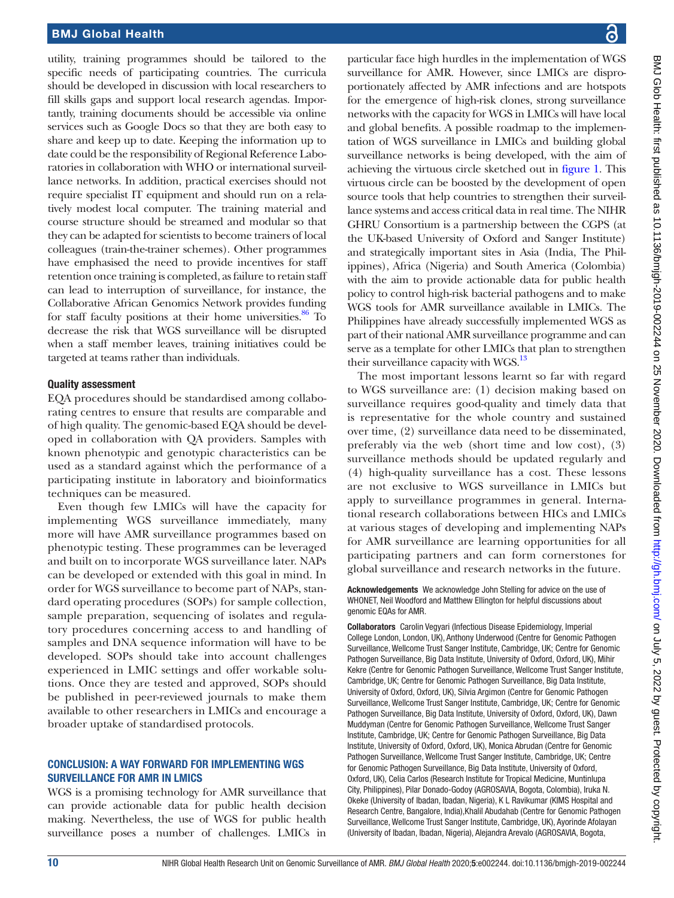utility, training programmes should be tailored to the specific needs of participating countries. The curricula should be developed in discussion with local researchers to fill skills gaps and support local research agendas. Importantly, training documents should be accessible via online services such as Google Docs so that they are both easy to share and keep up to date. Keeping the information up to date could be the responsibility of Regional Reference Laboratories in collaboration with WHO or international surveillance networks. In addition, practical exercises should not require specialist IT equipment and should run on a relatively modest local computer. The training material and course structure should be streamed and modular so that they can be adapted for scientists to become trainers of local colleagues (train-the-trainer schemes). Other programmes have emphasised the need to provide incentives for staff retention once training is completed, as failure to retain staff can lead to interruption of surveillance, for instance, the Collaborative African Genomics Network provides funding for staff faculty positions at their home universities.[86] To decrease the risk that WGS surveillance will be disrupted when a staff member leaves, training initiatives could be targeted at teams rather than individuals.

### Quality assessment

EQA procedures should be standardised among collaborating centres to ensure that results are comparable and of high quality. The genomic-based EQA should be developed in collaboration with QA providers. Samples with known phenotypic and genotypic characteristics can be used as a standard against which the performance of a participating institute in laboratory and bioinformatics techniques can be measured.

Even though few LMICs will have the capacity for implementing WGS surveillance immediately, many more will have AMR surveillance programmes based on phenotypic testing. These programmes can be leveraged and built on to incorporate WGS surveillance later. NAPs can be developed or extended with this goal in mind. In order for WGS surveillance to become part of NAPs, standard operating procedures (SOPs) for sample collection, sample preparation, sequencing of isolates and regulatory procedures concerning access to and handling of samples and DNA sequence information will have to be developed. SOPs should take into account challenges experienced in LMIC settings and offer workable solutions. Once they are tested and approved, SOPs should be published in peer-reviewed journals to make them available to other researchers in LMICs and encourage a broader uptake of standardised protocols.

## CONCLUSION: A WAY FORWARD FOR IMPLEMENTING WGS SURVEILLANCE FOR AMR IN LMICS

WGS is a promising technology for AMR surveillance that can provide actionable data for public health decision making. Nevertheless, the use of WGS for public health surveillance poses a number of challenges. LMICs in particular face high hurdles in the implementation of WGS surveillance for AMR. However, since LMICs are disproportionately affected by AMR infections and are hotspots for the emergence of high-risk clones, strong surveillance networks with the capacity for WGS in LMICs will have local and global benefits. A possible roadmap to the implementation of WGS surveillance in LMICs and building global surveillance networks is being developed, with the aim of achieving the virtuous circle sketched out in figure 1. This virtuous circle can be boosted by the development of open source tools that help countries to strengthen their surveillance systems and access critical data in real time. The NIHR GHRU Consortium is a partnership between the CGPS (at the UK-based University of Oxford and Sanger Institute) and strategically important sites in Asia (India, The Philippines), Africa (Nigeria) and South America (Colombia) with the aim to provide actionable data for public health policy to control high-risk bacterial pathogens and to make WGS tools for AMR surveillance available in LMICs. The Philippines have already successfully implemented WGS as part of their national AMR surveillance programme and can serve as a template for other LMICs that plan to strengthen their surveillance capacity with WGS.[13]

The most important lessons learnt so far with regard to WGS surveillance are: (1) decision making based on surveillance requires good-quality and timely data that is representative for the whole country and sustained over time, (2) surveillance data need to be disseminated, preferably via the web (short time and low cost), (3) surveillance methods should be updated regularly and (4) high-quality surveillance has a cost. These lessons are not exclusive to WGS surveillance in LMICs but apply to surveillance programmes in general. International research collaborations between HICs and LMICs at various stages of developing and implementing NAPs for AMR surveillance are learning opportunities for all participating partners and can form cornerstones for global surveillance and research networks in the future.

**Acknowledgements** We acknowledge John Stelling for advice on the use of WHONET, Neil Woodford and Matthew Ellington for helpful discussions about genomic EQAs for AMR.

**Collaborators** Carolin Vegvari (Infectious Disease Epidemiology, Imperial College London, London, UK), Anthony Underwood (Centre for Genomic Pathogen Surveillance, Wellcome Trust Sanger Institute, Cambridge, UK; Centre for Genomic Pathogen Surveillance, Big Data Institute, University of Oxford, Oxford, UK), Mihir Kekre (Centre for Genomic Pathogen Surveillance, Wellcome Trust Sanger Institute, Cambridge, UK; Centre for Genomic Pathogen Surveillance, Big Data Institute, University of Oxford, Oxford, UK), Silvia Argimon (Centre for Genomic Pathogen Surveillance, Wellcome Trust Sanger Institute, Cambridge, UK; Centre for Genomic Pathogen Surveillance, Big Data Institute, University of Oxford, Oxford, UK), Dawn Muddyman (Centre for Genomic Pathogen Surveillance, Wellcome Trust Sanger Institute, Cambridge, UK; Centre for Genomic Pathogen Surveillance, Big Data Institute, University of Oxford, Oxford, UK), Monica Abrudan (Centre for Genomic Pathogen Surveillance, Wellcome Trust Sanger Institute, Cambridge, UK; Centre for Genomic Pathogen Surveillance, Big Data Institute, University of Oxford, Oxford, UK), Celia Carlos (Research Institute for Tropical Medicine, Muntinlupa City, Philippines), Pilar Donado-Godoy (AGROSAVIA, Bogota, Colombia), Iruka N. Okeke (University of Ibadan, Ibadan, Nigeria), K L Ravikumar (KIMS Hospital and Research Centre, Bangalore, India),Khalil Abudahab (Centre for Genomic Pathogen Surveillance, Wellcome Trust Sanger Institute, Cambridge, UK), Ayorinde Afolayan (University of Ibadan, Ibadan, Nigeria), Alejandra Arevalo (AGROSAVIA, Bogota,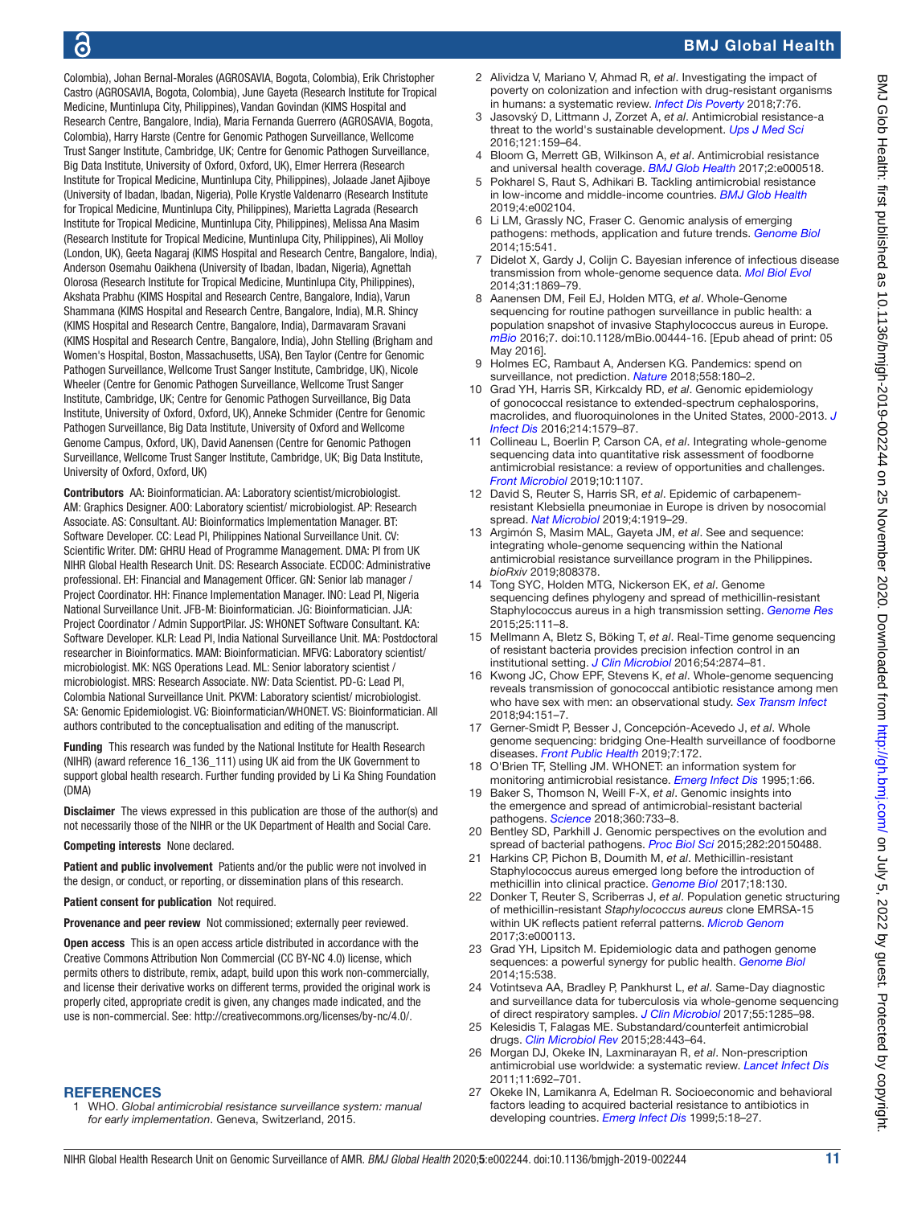Colombia), Johan Bernal-Morales (AGROSAVIA, Bogota, Colombia), Erik Christopher Castro (AGROSAVIA, Bogota, Colombia), June Gayeta (Research Institute for Tropical Medicine, Muntinlupa City, Philippines), Vandan Govindan (KIMS Hospital and Research Centre, Bangalore, India), Maria Fernanda Guerrero (AGROSAVIA, Bogota, Colombia), Harry Harste (Centre for Genomic Pathogen Surveillance, Wellcome Trust Sanger Institute, Cambridge, UK; Centre for Genomic Pathogen Surveillance, Big Data Institute, University of Oxford, Oxford, UK), Elmer Herrera (Research Institute for Tropical Medicine, Muntinlupa City, Philippines), Jolaade Janet Ajiboye (University of Ibadan, Ibadan, Nigeria), Polle Krystle Valdenarro (Research Institute for Tropical Medicine, Muntinlupa City, Philippines), Marietta Lagrada (Research Institute for Tropical Medicine, Muntinlupa City, Philippines), Melissa Ana Masim (Research Institute for Tropical Medicine, Muntinlupa City, Philippines), Ali Molloy (London, UK), Geeta Nagaraj (KIMS Hospital and Research Centre, Bangalore, India), Anderson Osemahu Oaikhena (University of Ibadan, Ibadan, Nigeria), Agnettah Olorosa (Research Institute for Tropical Medicine, Muntinlupa City, Philippines), Akshata Prabhu (KIMS Hospital and Research Centre, Bangalore, India), Varun Shammana (KIMS Hospital and Research Centre, Bangalore, India), M.R. Shincy (KIMS Hospital and Research Centre, Bangalore, India), Darmavaram Sravani (KIMS Hospital and Research Centre, Bangalore, India), John Stelling (Brigham and Women's Hospital, Boston, Massachusetts, USA), Ben Taylor (Centre for Genomic Pathogen Surveillance, Wellcome Trust Sanger Institute, Cambridge, UK), Nicole Wheeler (Centre for Genomic Pathogen Surveillance, Wellcome Trust Sanger Institute, Cambridge, UK; Centre for Genomic Pathogen Surveillance, Big Data Institute, University of Oxford, Oxford, UK), Anneke Schmider (Centre for Genomic Pathogen Surveillance, Big Data Institute, University of Oxford and Wellcome Genome Campus, Oxford, UK), David Aanensen (Centre for Genomic Pathogen Surveillance, Wellcome Trust Sanger Institute, Cambridge, UK; Big Data Institute, University of Oxford, Oxford, UK)

**Contributors** AA: Bioinformatician. AA: Laboratory scientist/microbiologist. AM: Graphics Designer. AOO: Laboratory scientist/ microbiologist. AP: Research Associate. AS: Consultant. AU: Bioinformatics Implementation Manager. BT: Software Developer. CC: Lead PI, Philippines National Surveillance Unit. CV: Scientific Writer. DM: GHRU Head of Programme Management. DMA: PI from UK NIHR Global Health Research Unit. DS: Research Associate. ECDOC: Administrative professional. EH: Financial and Management Officer. GN: Senior lab manager / Project Coordinator. HH: Finance Implementation Manager. INO: Lead PI, Nigeria National Surveillance Unit. JFB-M: Bioinformatician. JG: Bioinformatician. JJA: Project Coordinator / Admin SupportPilar. JS: WHONET Software Consultant. KA: Software Developer. KLR: Lead PI, India National Surveillance Unit. MA: Postdoctoral researcher in Bioinformatics. MAM: Bioinformatician. MFVG: Laboratory scientist/ microbiologist. MK: NGS Operations Lead. ML: Senior laboratory scientist / microbiologist. MRS: Research Associate. NW: Data Scientist. PD-G: Lead PI, Colombia National Surveillance Unit. PKVM: Laboratory scientist/ microbiologist. SA: Genomic Epidemiologist. VG: Bioinformatician/WHONET. VS: Bioinformatician. All authors contributed to the conceptualisation and editing of the manuscript.

**Funding** This research was funded by the National Institute for Health Research (NIHR) (award reference 16_136_111) using UK aid from the UK Government to support global health research. Further funding provided by Li Ka Shing Foundation (DMA)

**Disclaimer** The views expressed in this publication are those of the author(s) and not necessarily those of the NIHR or the UK Department of Health and Social Care.

**Competing interests** None declared.

**Patient and public involvement** Patients and/or the public were not involved in the design, or conduct, or reporting, or dissemination plans of this research.

**Patient consent for publication** Not required.

**Provenance and peer review** Not commissioned; externally peer reviewed.

**Open access** This is an open access article distributed in accordance with the Creative Commons Attribution Non Commercial (CC BY-NC 4.0) license, which permits others to distribute, remix, adapt, build upon this work non-commercially, and license their derivative works on different terms, provided the original work is properly cited, appropriate credit is given, any changes made indicated, and the use is non-commercial. See: http://creativecommons.org/licenses/by-nc/4.0/.

## REFERENCES

1. WHO. *Global antimicrobial resistance surveillance system: manual for early implementation*. Geneva, Switzerland, 2015.
2. Alividza V, Mariano V, Ahmad R, *et al*. Investigating the impact of poverty on colonization and infection with drug-resistant organisms in humans: a systematic review. *Infect Dis Poverty* 2018;7:76.
3. Jasovský D, Littmann J, Zorzet A, *et al*. Antimicrobial resistance-a threat to the world's sustainable development. *Ups J Med Sci* 2016;121:159–64.
4. Bloom G, Merrett GB, Wilkinson A, *et al*. Antimicrobial resistance and universal health coverage. *BMJ Glob Health* 2017;2:e000518.
5. Pokharel S, Raut S, Adhikari B. Tackling antimicrobial resistance in low-income and middle-income countries. *BMJ Glob Health* 2019;4:e002104.
6. Li LM, Grassly NC, Fraser C. Genomic analysis of emerging pathogens: methods, application and future trends. *Genome Biol* 2014;15:541.
7. Didelot X, Gardy J, Colijn C. Bayesian inference of infectious disease transmission from whole-genome sequence data. *Mol Biol Evol* 2014;31:1869–79.
8. Aanensen DM, Feil EJ, Holden MTG, *et al*. Whole-Genome sequencing for routine pathogen surveillance in public health: a population snapshot of invasive Staphylococcus aureus in Europe. *mBio* 2016;7. doi:10.1128/mBio.00444-16. [Epub ahead of print: 05 May 2016].
9. Holmes EC, Rambaut A, Andersen KG. Pandemics: spend on surveillance, not prediction. *Nature* 2018;558:180–2.
10. Grad YH, Harris SR, Kirkcaldy RD, *et al*. Genomic epidemiology of gonococcal resistance to extended-spectrum cephalosporins, macrolides, and fluoroquinolones in the United States, 2000-2013. *J Infect Dis* 2016;214:1579–87.
11. Collineau L, Boerlin P, Carson CA, *et al*. Integrating whole-genome sequencing data into quantitative risk assessment of foodborne antimicrobial resistance: a review of opportunities and challenges. *Front Microbiol* 2019;10:1107.
12. David S, Reuter S, Harris SR, *et al*. Epidemic of carbapenem-resistant Klebsiella pneumoniae in Europe is driven by nosocomial spread. *Nat Microbiol* 2019;4:1919–29.
13. Argimón S, Masim MAL, Gayeta JM, *et al*. See and sequence: integrating whole-genome sequencing within the National antimicrobial resistance surveillance program in the Philippines. *bioRxiv* 2019;808378.
14. Tong SYC, Holden MTG, Nickerson EK, *et al*. Genome sequencing defines phylogeny and spread of methicillin-resistant Staphylococcus aureus in a high transmission setting. *Genome Res* 2015;25:111–8.
15. Mellmann A, Bletz S, Böking T, *et al*. Real-Time genome sequencing of resistant bacteria provides precision infection control in an institutional setting. *J Clin Microbiol* 2016;54:2874–81.
16. Kwong JC, Chow EPF, Stevens K, *et al*. Whole-genome sequencing reveals transmission of gonococcal antibiotic resistance among men who have sex with men: an observational study. *Sex Transm Infect* 2018;94:151–7.
17. Gerner-Smidt P, Besser J, Concepción-Acevedo J, *et al*. Whole genome sequencing: bridging One-Health surveillance of foodborne diseases. *Front Public Health* 2019;7:172.
18. O'Brien TF, Stelling JM. WHONET: an information system for monitoring antimicrobial resistance. *Emerg Infect Dis* 1995;1:66.
19. Baker S, Thomson N, Weill F-X, *et al*. Genomic insights into the emergence and spread of antimicrobial-resistant bacterial pathogens. *Science* 2018;360:733–8.
20. Bentley SD, Parkhill J. Genomic perspectives on the evolution and spread of bacterial pathogens. *Proc Biol Sci* 2015;282:20150488.
21. Harkins CP, Pichon B, Doumith M, *et al*. Methicillin-resistant Staphylococcus aureus emerged long before the introduction of methicillin into clinical practice. *Genome Biol* 2017;18:130.
22. Donker T, Reuter S, Scriberras J, *et al*. Population genetic structuring of methicillin-resistant *Staphylococcus aureus* clone EMRSA-15 within UK reflects patient referral patterns. *Microb Genom* 2017;3:e000113.
23. Grad YH, Lipsitch M. Epidemiologic data and pathogen genome sequences: a powerful synergy for public health. *Genome Biol* 2014;15:538.
24. Votintseva AA, Bradley P, Pankhurst L, *et al*. Same-Day diagnostic and surveillance data for tuberculosis via whole-genome sequencing of direct respiratory samples. *J Clin Microbiol* 2017;55:1285–98.
25. Kelesidis T, Falagas ME. Substandard/counterfeit antimicrobial drugs. *Clin Microbiol Rev* 2015;28:443–64.
26. Morgan DJ, Okeke IN, Laxminarayan R, *et al*. Non-prescription antimicrobial use worldwide: a systematic review. *Lancet Infect Dis* 2011;11:692–701.
27. Okeke IN, Lamikanra A, Edelman R. Socioeconomic and behavioral factors leading to acquired bacterial resistance to antibiotics in developing countries. *Emerg Infect Dis* 1999;5:18–27.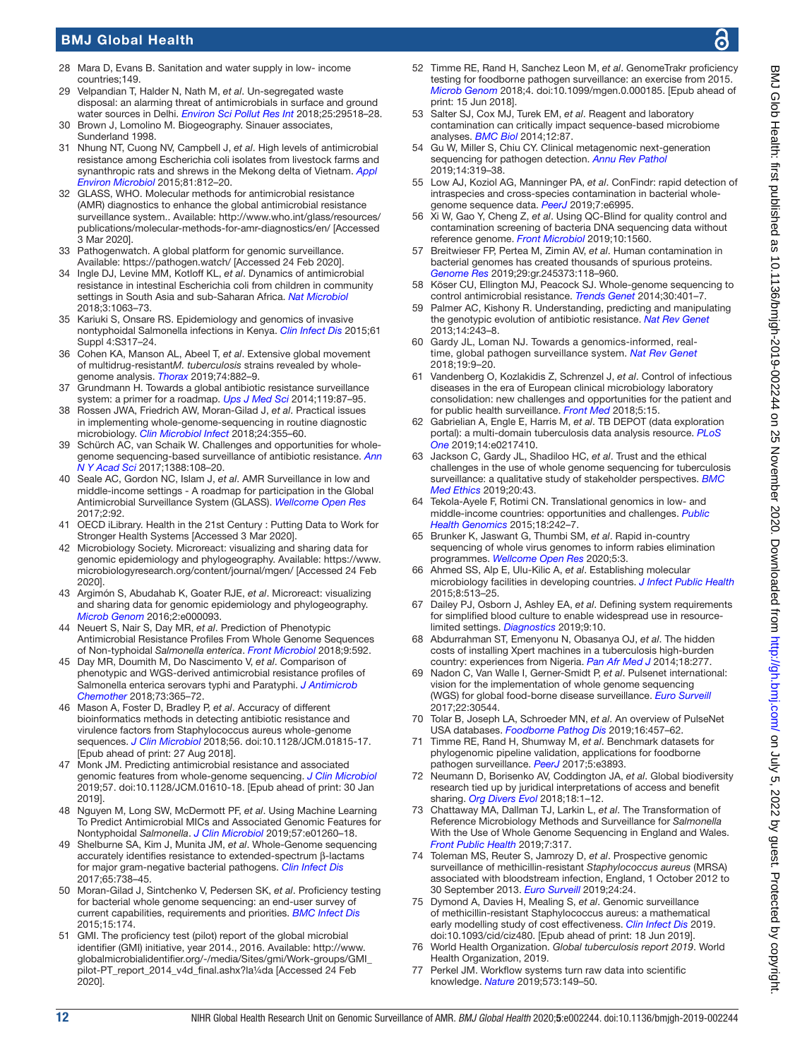28 Mara D, Evans B. Sanitation and water supply in low- income countries;149.
29 Velpandian T, Halder N, Nath M, *et al*. Un-segregated waste disposal: an alarming threat of antimicrobials in surface and ground water sources in Delhi. *Environ Sci Pollut Res Int* 2018;25:29518–28.
30 Brown J, Lomolino M. Biogeography. Sinauer associates, Sunderland 1998.
31 Nhung NT, Cuong NV, Campbell J, *et al*. High levels of antimicrobial resistance among Escherichia coli isolates from livestock farms and synanthropic rats and shrews in the Mekong delta of Vietnam. *Appl Environ Microbiol* 2015;81:812–20.
32 GLASS, WHO. Molecular methods for antimicrobial resistance (AMR) diagnostics to enhance the global antimicrobial resistance surveillance system.. Available: http://www.who.int/glass/resources/publications/molecular-methods-for-amr-diagnostics/en/ [Accessed 3 Mar 2020].
33 Pathogenwatch. A global platform for genomic surveillance. Available: https://pathogen.watch/ [Accessed 24 Feb 2020].
34 Ingle DJ, Levine MM, Kotloff KL, *et al*. Dynamics of antimicrobial resistance in intestinal Escherichia coli from children in community settings in South Asia and sub-Saharan Africa. *Nat Microbiol* 2018;3:1063–73.
35 Kariuki S, Onsare RS. Epidemiology and genomics of invasive nontyphoidal Salmonella infections in Kenya. *Clin Infect Dis* 2015;61 Suppl 4:S317–24.
36 Cohen KA, Manson AL, Abeel T, *et al*. Extensive global movement of multidrug-resistant*M. tuberculosis* strains revealed by whole-genome analysis. *Thorax* 2019;74:882–9.
37 Grundmann H. Towards a global antibiotic resistance surveillance system: a primer for a roadmap. *Ups J Med Sci* 2014;119:87–95.
38 Rossen JWA, Friedrich AW, Moran-Gilad J, *et al*. Practical issues in implementing whole-genome-sequencing in routine diagnostic microbiology. *Clin Microbiol Infect* 2018;24:355–60.
39 Schürch AC, van Schaik W. Challenges and opportunities for whole-genome sequencing-based surveillance of antibiotic resistance. *Ann N Y Acad Sci* 2017;1388:108–20.
40 Seale AC, Gordon NC, Islam J, *et al*. AMR Surveillance in low and middle-income settings - A roadmap for participation in the Global Antimicrobial Surveillance System (GLASS). *Wellcome Open Res* 2017;2:92.
41 OECD iLibrary. Health in the 21st Century : Putting Data to Work for Stronger Health Systems [Accessed 3 Mar 2020].
42 Microbiology Society. Microreact: visualizing and sharing data for genomic epidemiology and phylogeography. Available: https://www.microbiologyresearch.org/content/journal/mgen/ [Accessed 24 Feb 2020].
43 Argimón S, Abudahab K, Goater RJE, *et al*. Microreact: visualizing and sharing data for genomic epidemiology and phylogeography. *Microb Genom* 2016;2:e000093.
44 Neuert S, Nair S, Day MR, *et al*. Prediction of Phenotypic Antimicrobial Resistance Profiles From Whole Genome Sequences of Non-typhoidal *Salmonella enterica*. *Front Microbiol* 2018;9:592.
45 Day MR, Doumith M, Do Nascimento V, *et al*. Comparison of phenotypic and WGS-derived antimicrobial resistance profiles of Salmonella enterica serovars typhi and Paratyphi. *J Antimicrob Chemother* 2018;73:365–72.
46 Mason A, Foster D, Bradley P, *et al*. Accuracy of different bioinformatics methods in detecting antibiotic resistance and virulence factors from Staphylococcus aureus whole-genome sequences. *J Clin Microbiol* 2018;56. doi:10.1128/JCM.01815-17. [Epub ahead of print: 27 Aug 2018].
47 Monk JM. Predicting antimicrobial resistance and associated genomic features from whole-genome sequencing. *J Clin Microbiol* 2019;57. doi:10.1128/JCM.01610-18. [Epub ahead of print: 30 Jan 2019].
48 Nguyen M, Long SW, McDermott PF, *et al*. Using Machine Learning To Predict Antimicrobial MICs and Associated Genomic Features for Nontyphoidal *Salmonella*. *J Clin Microbiol* 2019;57:e01260–18.
49 Shelburne SA, Kim J, Munita JM, *et al*. Whole-Genome Sequencing accurately identifies resistance to extended-spectrum β-lactams for major gram-negative bacterial pathogens. *Clin Infect Dis* 2017;65:738–45.
50 Moran-Gilad J, Sintchenko V, Pedersen SK, *et al*. Proficiency testing for bacterial whole genome sequencing: an end-user survey of current capabilities, requirements and priorities. *BMC Infect Dis* 2015;15:174.
51 GMI. The proficiency test (pilot) report of the global microbial identifier (GMI) initiative, year 2014., 2016. Available: http://www.globalmicrobialidentifier.org/-/media/Sites/gmi/Work-groups/GMI_pilot-PT_report_2014_v4d_final.ashx?la¼da [Accessed 24 Feb 2020].
52 Timme RE, Rand H, Sanchez Leon M, *et al*. GenomeTrakr proficiency testing for foodborne pathogen surveillance: an exercise from 2015. *Microb Genom* 2018;4. doi:10.1099/mgen.0.000185. [Epub ahead of print: 15 Jun 2018].
53 Salter SJ, Cox MJ, Turek EM, *et al*. Reagent and laboratory contamination can critically impact sequence-based microbiome analyses. *BMC Biol* 2014;12:87.
54 Gu W, Miller S, Chiu CY. Clinical metagenomic next-generation sequencing for pathogen detection. *Annu Rev Pathol* 2019;14:319–38.
55 Low AJ, Koziol AG, Manninger PA, *et al*. ConFindr: rapid detection of intraspecies and cross-species contamination in bacterial whole-genome sequence data. *PeerJ* 2019;7:e6995.
56 Xi W, Gao Y, Cheng Z, *et al*. Using QC-Blind for quality control and contamination screening of bacteria DNA sequencing data without reference genome. *Front Microbiol* 2019;10:1560.
57 Breitwieser FP, Pertea M, Zimin AV, *et al*. Human contamination in bacterial genomes has created thousands of spurious proteins. *Genome Res* 2019;29:gr.245373:118–960.
58 Köser CU, Ellington MJ, Peacock SJ. Whole-genome sequencing to control antimicrobial resistance. *Trends Genet* 2014;30:401–7.
59 Palmer AC, Kishony R. Understanding, predicting and manipulating the genotypic evolution of antibiotic resistance. *Nat Rev Genet* 2013;14:243–8.
60 Gardy JL, Loman NJ. Towards a genomics-informed, real-time, global pathogen surveillance system. *Nat Rev Genet* 2018;19:9–20.
61 Vandenberg O, Kozlakidis Z, Schrenzel J, *et al*. Control of infectious diseases in the era of European clinical microbiology laboratory consolidation: new challenges and opportunities for the patient and for public health surveillance. *Front Med* 2018;5:15.
62 Gabrielian A, Engle E, Harris M, *et al*. TB DEPOT (data exploration portal): a multi-domain tuberculosis data analysis resource. *PLoS One* 2019;14:e0217410.
63 Jackson C, Gardy JL, Shadiloo HC, *et al*. Trust and the ethical challenges in the use of whole genome sequencing for tuberculosis surveillance: a qualitative study of stakeholder perspectives. *BMC Med Ethics* 2019;20:43.
64 Tekola-Ayele F, Rotimi CN. Translational genomics in low- and middle-income countries: opportunities and challenges. *Public Health Genomics* 2015;18:242–7.
65 Brunker K, Jaswant G, Thumbi SM, *et al*. Rapid in-country sequencing of whole virus genomes to inform rabies elimination programmes. *Wellcome Open Res* 2020;5:3.
66 Ahmed SS, Alp E, Ulu-Kilic A, *et al*. Establishing molecular microbiology facilities in developing countries. *J Infect Public Health* 2015;8:513–25.
67 Dailey PJ, Osborn J, Ashley EA, *et al*. Defining system requirements for simplified blood culture to enable widespread use in resource-limited settings. *Diagnostics* 2019;9:10.
68 Abdurrahman ST, Emenyonu N, Obasanya OJ, *et al*. The hidden costs of installing Xpert machines in a tuberculosis high-burden country: experiences from Nigeria. *Pan Afr Med J* 2014;18:277.
69 Nadon C, Van Walle I, Gerner-Smidt P, *et al*. Pulsenet international: vision for the implementation of whole genome sequencing (WGS) for global food-borne disease surveillance. *Euro Surveill* 2017;22:30544.
70 Tolar B, Joseph LA, Schroeder MN, *et al*. An overview of PulseNet USA databases. *Foodborne Pathog Dis* 2019;16:457–62.
71 Timme RE, Rand H, Shumway M, *et al*. Benchmark datasets for phylogenomic pipeline validation, applications for foodborne pathogen surveillance. *PeerJ* 2017;5:e3893.
72 Neumann D, Borisenko AV, Coddington JA, *et al*. Global biodiversity research tied up by juridical interpretations of access and benefit sharing. *Org Divers Evol* 2018;18:1–12.
73 Chattaway MA, Dallman TJ, Larkin L, *et al*. The Transformation of Reference Microbiology Methods and Surveillance for *Salmonella* With the Use of Whole Genome Sequencing in England and Wales. *Front Public Health* 2019;7:317.
74 Toleman MS, Reuter S, Jamrozy D, *et al*. Prospective genomic surveillance of methicillin-resistant *Staphylococcus aureus* (MRSA) associated with bloodstream infection, England, 1 October 2012 to 30 September 2013. *Euro Surveill* 2019;24:24.
75 Dymond A, Davies H, Mealing S, *et al*. Genomic surveillance of methicillin-resistant Staphylococcus aureus: a mathematical early modelling study of cost effectiveness. *Clin Infect Dis* 2019. doi:10.1093/cid/ciz480. [Epub ahead of print: 18 Jun 2019].
76 World Health Organization. *Global tuberculosis report 2019*. World Health Organization, 2019.
77 Perkel JM. Workflow systems turn raw data into scientific knowledge. *Nature* 2019;573:149–50.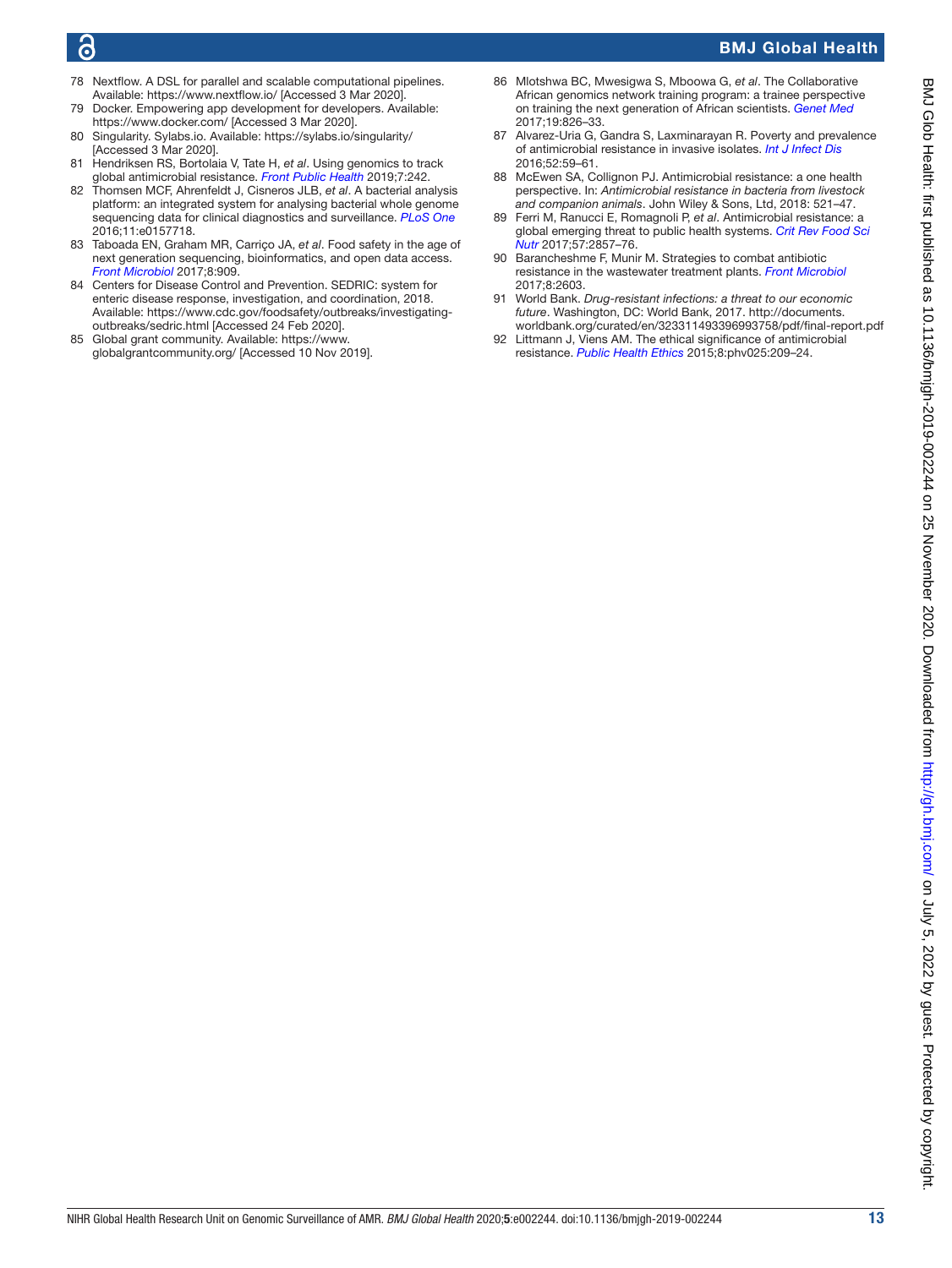78 Nextflow. A DSL for parallel and scalable computational pipelines. Available: https://www.nextflow.io/ [Accessed 3 Mar 2020].
79 Docker. Empowering app development for developers. Available: https://www.docker.com/ [Accessed 3 Mar 2020].
80 Singularity. Sylabs.io. Available: https://sylabs.io/singularity/ [Accessed 3 Mar 2020].
81 Hendriksen RS, Bortolaia V, Tate H, *et al*. Using genomics to track global antimicrobial resistance. *Front Public Health* 2019;7:242.
82 Thomsen MCF, Ahrenfeldt J, Cisneros JLB, *et al*. A bacterial analysis platform: an integrated system for analysing bacterial whole genome sequencing data for clinical diagnostics and surveillance. *PLoS One* 2016;11:e0157718.
83 Taboada EN, Graham MR, Carriço JA, *et al*. Food safety in the age of next generation sequencing, bioinformatics, and open data access. *Front Microbiol* 2017;8:909.
84 Centers for Disease Control and Prevention. SEDRIC: system for enteric disease response, investigation, and coordination, 2018. Available: https://www.cdc.gov/foodsafety/outbreaks/investigating-outbreaks/sedric.html [Accessed 24 Feb 2020].
85 Global grant community. Available: https://www.globalgrantcommunity.org/ [Accessed 10 Nov 2019].
86 Mlotshwa BC, Mwesigwa S, Mboowa G, *et al*. The Collaborative African genomics network training program: a trainee perspective on training the next generation of African scientists. *Genet Med* 2017;19:826–33.
87 Alvarez-Uria G, Gandra S, Laxminarayan R. Poverty and prevalence of antimicrobial resistance in invasive isolates. *Int J Infect Dis* 2016;52:59–61.
88 McEwen SA, Collignon PJ. Antimicrobial resistance: a one health perspective. In: *Antimicrobial resistance in bacteria from livestock and companion animals*. John Wiley & Sons, Ltd, 2018: 521–47.
89 Ferri M, Ranucci E, Romagnoli P, *et al*. Antimicrobial resistance: a global emerging threat to public health systems. *Crit Rev Food Sci Nutr* 2017;57:2857–76.
90 Barancheshme F, Munir M. Strategies to combat antibiotic resistance in the wastewater treatment plants. *Front Microbiol* 2017;8:2603.
91 World Bank. *Drug-resistant infections: a threat to our economic future*. Washington, DC: World Bank, 2017. http://documents.worldbank.org/curated/en/323311493396993758/pdf/final-report.pdf
92 Littmann J, Viens AM. The ethical significance of antimicrobial resistance. *Public Health Ethics* 2015;8:phv025:209–24.